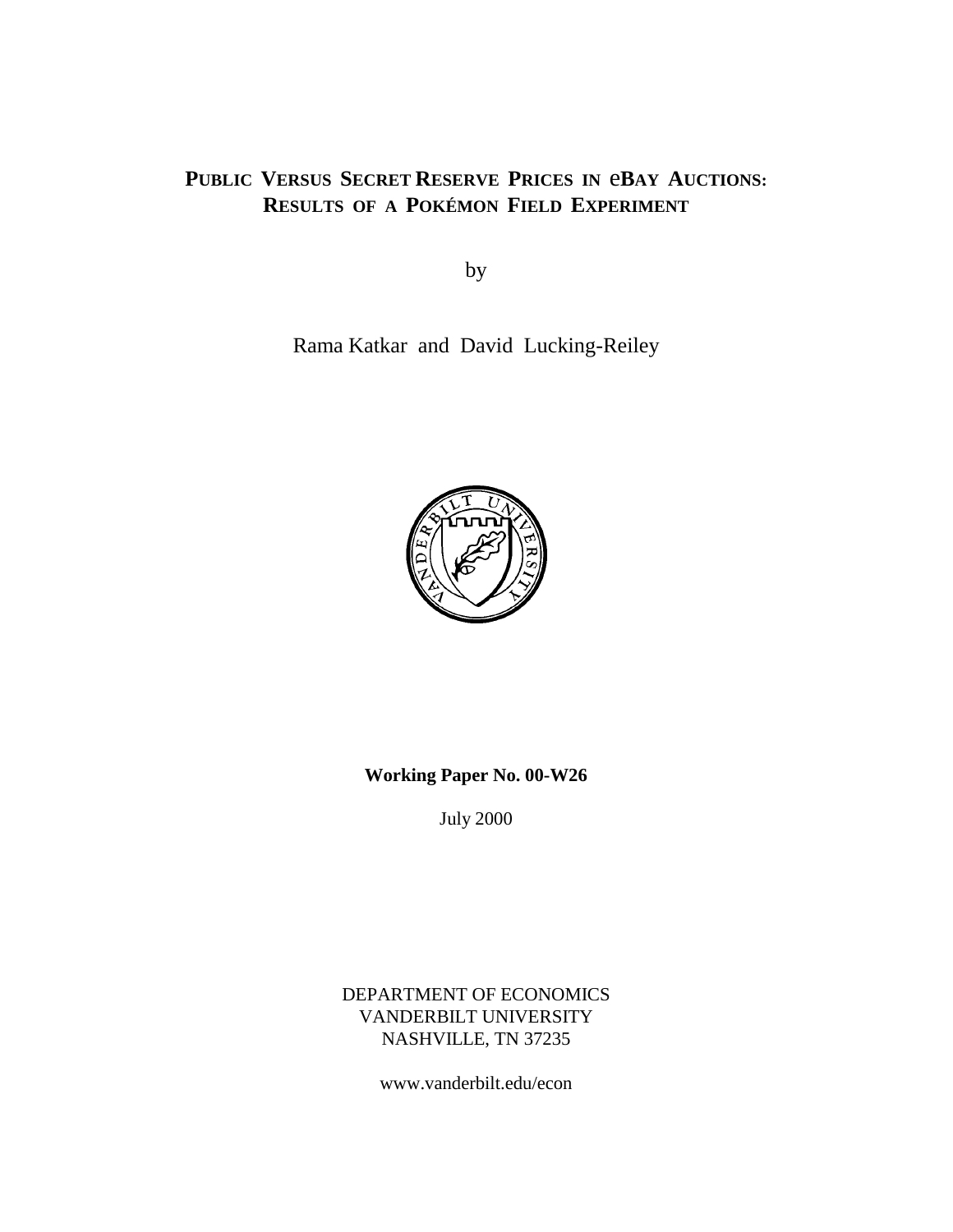# PUBLIC VERSUS SECRET RESERVE PRICES IN eBAY AUCTIONS: RESULTS OF A POKÉMON FIELD EXPERIMENT

by

Rama Katkar and David Lucking-Reiley

**Working Paper No. 00-W26**

July 2000

DEPARTMENT OF ECONOMICS
VANDERBILT UNIVERSITY
NASHVILLE, TN 37235

www.vanderbilt.edu/econ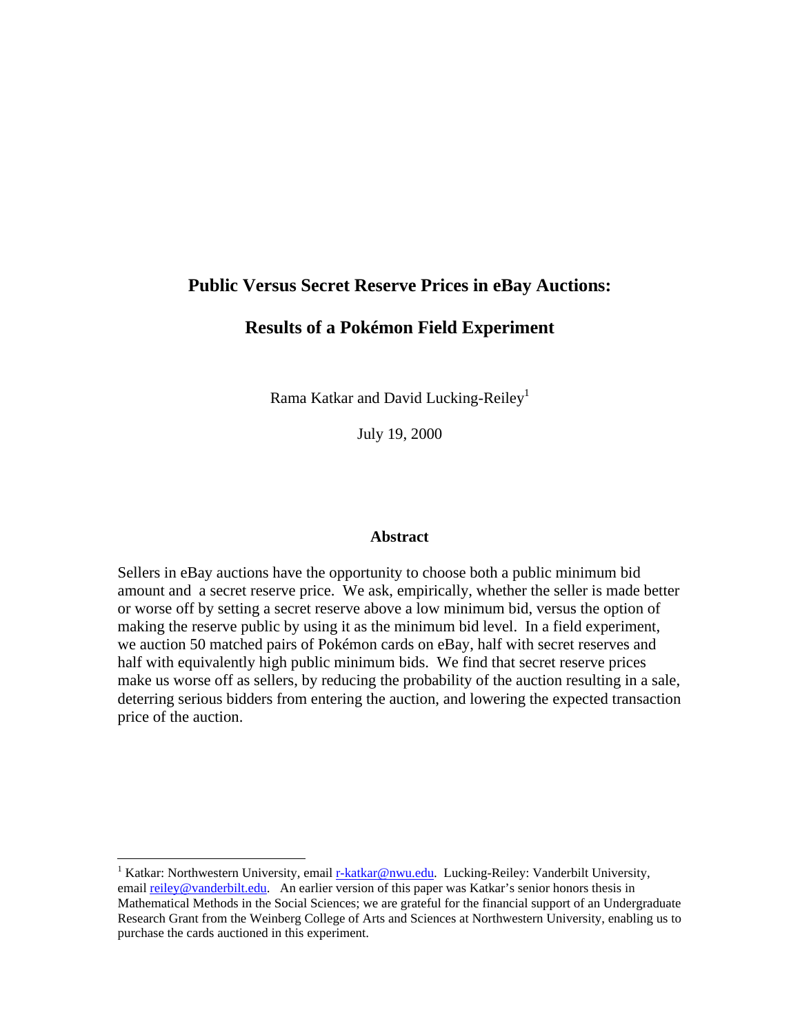# Public Versus Secret Reserve Prices in eBay Auctions:

# Results of a Pokémon Field Experiment

Rama Katkar and David Lucking-Reiley[1]

July 19, 2000

## Abstract

Sellers in eBay auctions have the opportunity to choose both a public minimum bid amount and a secret reserve price. We ask, empirically, whether the seller is made better or worse off by setting a secret reserve above a low minimum bid, versus the option of making the reserve public by using it as the minimum bid level. In a field experiment, we auction 50 matched pairs of Pokémon cards on eBay, half with secret reserves and half with equivalently high public minimum bids. We find that secret reserve prices make us worse off as sellers, by reducing the probability of the auction resulting in a sale, deterring serious bidders from entering the auction, and lowering the expected transaction price of the auction.

---

[1] Katkar: Northwestern University, email r-katkar@nwu.edu. Lucking-Reiley: Vanderbilt University, email reiley@vanderbilt.edu. An earlier version of this paper was Katkar's senior honors thesis in Mathematical Methods in the Social Sciences; we are grateful for the financial support of an Undergraduate Research Grant from the Weinberg College of Arts and Sciences at Northwestern University, enabling us to purchase the cards auctioned in this experiment.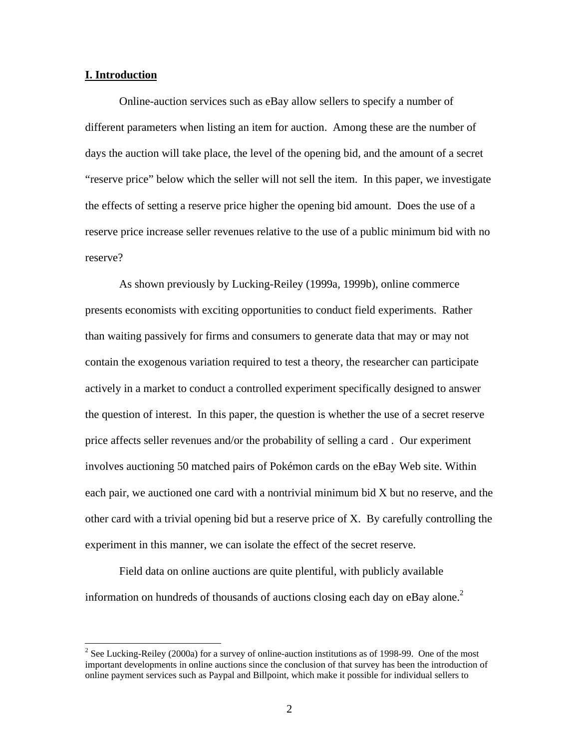## I. Introduction

Online-auction services such as eBay allow sellers to specify a number of different parameters when listing an item for auction. Among these are the number of days the auction will take place, the level of the opening bid, and the amount of a secret "reserve price" below which the seller will not sell the item. In this paper, we investigate the effects of setting a reserve price higher the opening bid amount. Does the use of a reserve price increase seller revenues relative to the use of a public minimum bid with no reserve?

As shown previously by Lucking-Reiley (1999a, 1999b), online commerce presents economists with exciting opportunities to conduct field experiments. Rather than waiting passively for firms and consumers to generate data that may or may not contain the exogenous variation required to test a theory, the researcher can participate actively in a market to conduct a controlled experiment specifically designed to answer the question of interest. In this paper, the question is whether the use of a secret reserve price affects seller revenues and/or the probability of selling a card . Our experiment involves auctioning 50 matched pairs of Pokémon cards on the eBay Web site. Within each pair, we auctioned one card with a nontrivial minimum bid X but no reserve, and the other card with a trivial opening bid but a reserve price of X. By carefully controlling the experiment in this manner, we can isolate the effect of the secret reserve.

Field data on online auctions are quite plentiful, with publicly available information on hundreds of thousands of auctions closing each day on eBay alone.[2]

[2] See Lucking-Reiley (2000a) for a survey of online-auction institutions as of 1998-99. One of the most important developments in online auctions since the conclusion of that survey has been the introduction of online payment services such as Paypal and Billpoint, which make it possible for individual sellers to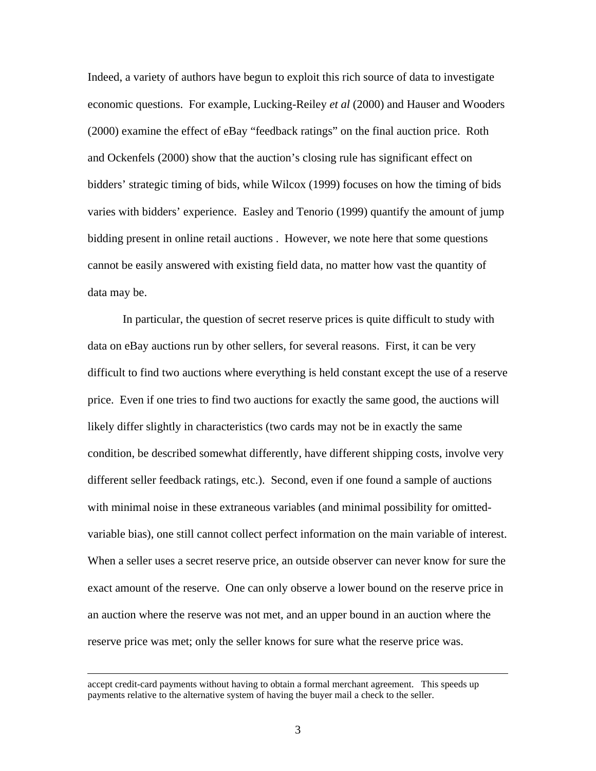Indeed, a variety of authors have begun to exploit this rich source of data to investigate economic questions. For example, Lucking-Reiley *et al* (2000) and Hauser and Wooders (2000) examine the effect of eBay "feedback ratings" on the final auction price. Roth and Ockenfels (2000) show that the auction's closing rule has significant effect on bidders' strategic timing of bids, while Wilcox (1999) focuses on how the timing of bids varies with bidders' experience. Easley and Tenorio (1999) quantify the amount of jump bidding present in online retail auctions . However, we note here that some questions cannot be easily answered with existing field data, no matter how vast the quantity of data may be.

In particular, the question of secret reserve prices is quite difficult to study with data on eBay auctions run by other sellers, for several reasons. First, it can be very difficult to find two auctions where everything is held constant except the use of a reserve price. Even if one tries to find two auctions for exactly the same good, the auctions will likely differ slightly in characteristics (two cards may not be in exactly the same condition, be described somewhat differently, have different shipping costs, involve very different seller feedback ratings, etc.). Second, even if one found a sample of auctions with minimal noise in these extraneous variables (and minimal possibility for omitted-variable bias), one still cannot collect perfect information on the main variable of interest. When a seller uses a secret reserve price, an outside observer can never know for sure the exact amount of the reserve. One can only observe a lower bound on the reserve price in an auction where the reserve was not met, and an upper bound in an auction where the reserve price was met; only the seller knows for sure what the reserve price was.

---

accept credit-card payments without having to obtain a formal merchant agreement. This speeds up payments relative to the alternative system of having the buyer mail a check to the seller.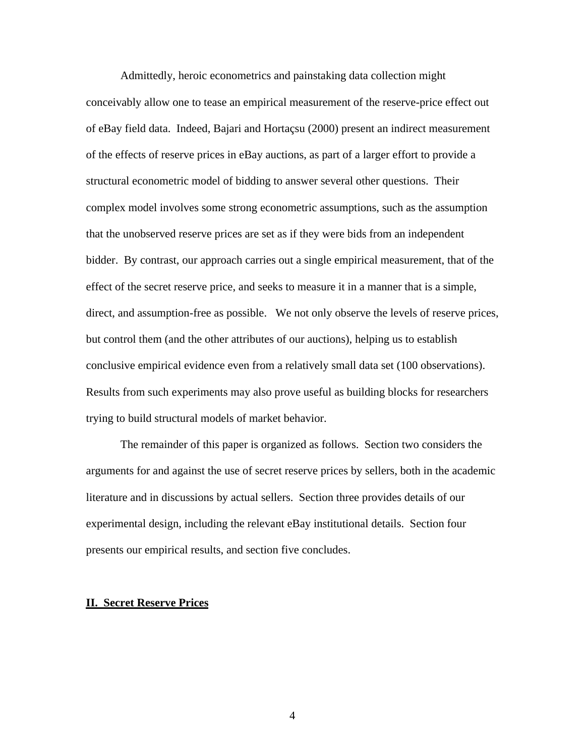Admittedly, heroic econometrics and painstaking data collection might conceivably allow one to tease an empirical measurement of the reserve-price effect out of eBay field data. Indeed, Bajari and Hortaçsu (2000) present an indirect measurement of the effects of reserve prices in eBay auctions, as part of a larger effort to provide a structural econometric model of bidding to answer several other questions. Their complex model involves some strong econometric assumptions, such as the assumption that the unobserved reserve prices are set as if they were bids from an independent bidder. By contrast, our approach carries out a single empirical measurement, that of the effect of the secret reserve price, and seeks to measure it in a manner that is a simple, direct, and assumption-free as possible. We not only observe the levels of reserve prices, but control them (and the other attributes of our auctions), helping us to establish conclusive empirical evidence even from a relatively small data set (100 observations). Results from such experiments may also prove useful as building blocks for researchers trying to build structural models of market behavior.

The remainder of this paper is organized as follows. Section two considers the arguments for and against the use of secret reserve prices by sellers, both in the academic literature and in discussions by actual sellers. Section three provides details of our experimental design, including the relevant eBay institutional details. Section four presents our empirical results, and section five concludes.

## II. Secret Reserve Prices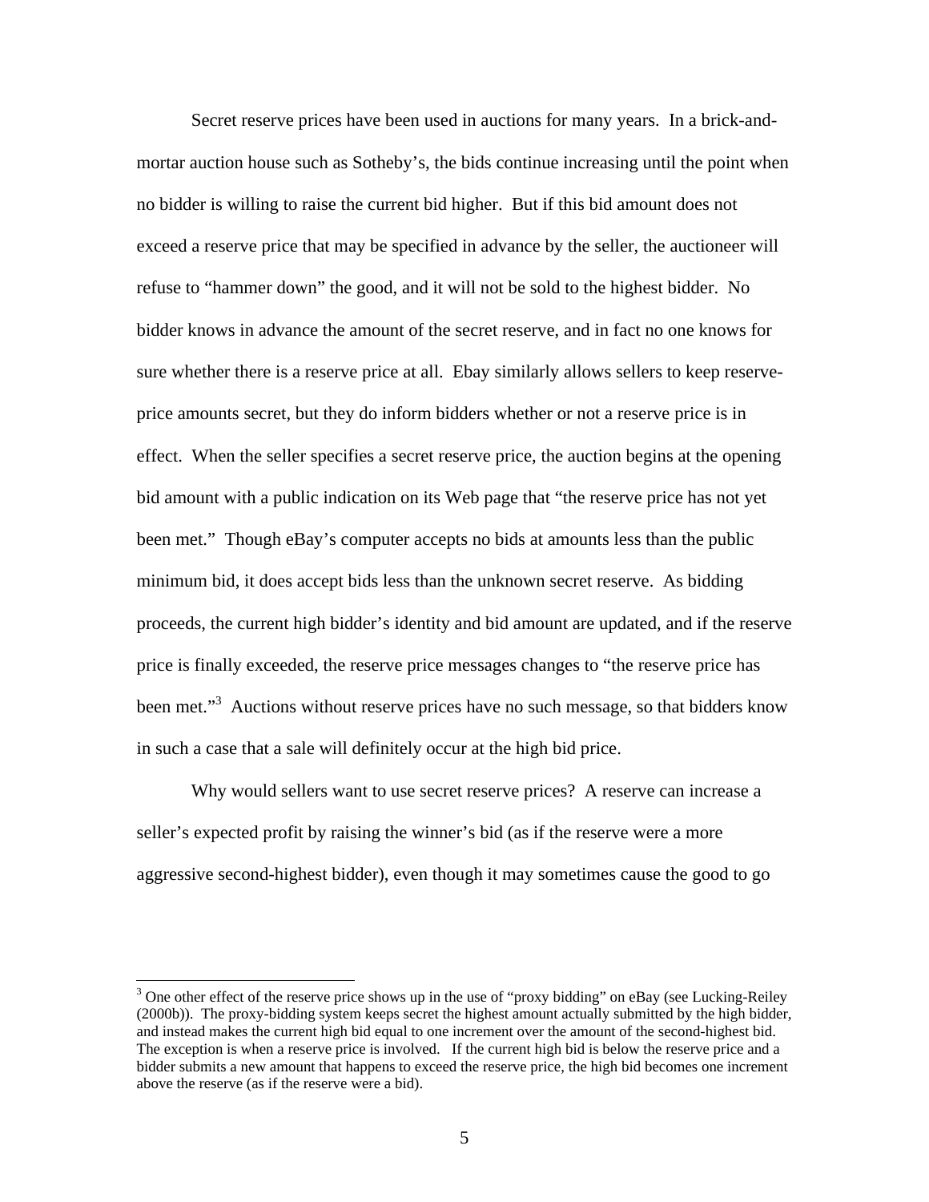Secret reserve prices have been used in auctions for many years. In a brick-and-mortar auction house such as Sotheby's, the bids continue increasing until the point when no bidder is willing to raise the current bid higher. But if this bid amount does not exceed a reserve price that may be specified in advance by the seller, the auctioneer will refuse to "hammer down" the good, and it will not be sold to the highest bidder. No bidder knows in advance the amount of the secret reserve, and in fact no one knows for sure whether there is a reserve price at all. Ebay similarly allows sellers to keep reserve-price amounts secret, but they do inform bidders whether or not a reserve price is in effect. When the seller specifies a secret reserve price, the auction begins at the opening bid amount with a public indication on its Web page that "the reserve price has not yet been met." Though eBay's computer accepts no bids at amounts less than the public minimum bid, it does accept bids less than the unknown secret reserve. As bidding proceeds, the current high bidder's identity and bid amount are updated, and if the reserve price is finally exceeded, the reserve price messages changes to "the reserve price has been met."[3] Auctions without reserve prices have no such message, so that bidders know in such a case that a sale will definitely occur at the high bid price.

Why would sellers want to use secret reserve prices? A reserve can increase a seller's expected profit by raising the winner's bid (as if the reserve were a more aggressive second-highest bidder), even though it may sometimes cause the good to go

[3] One other effect of the reserve price shows up in the use of "proxy bidding" on eBay (see Lucking-Reiley (2000b)). The proxy-bidding system keeps secret the highest amount actually submitted by the high bidder, and instead makes the current high bid equal to one increment over the amount of the second-highest bid. The exception is when a reserve price is involved. If the current high bid is below the reserve price and a bidder submits a new amount that happens to exceed the reserve price, the high bid becomes one increment above the reserve (as if the reserve were a bid).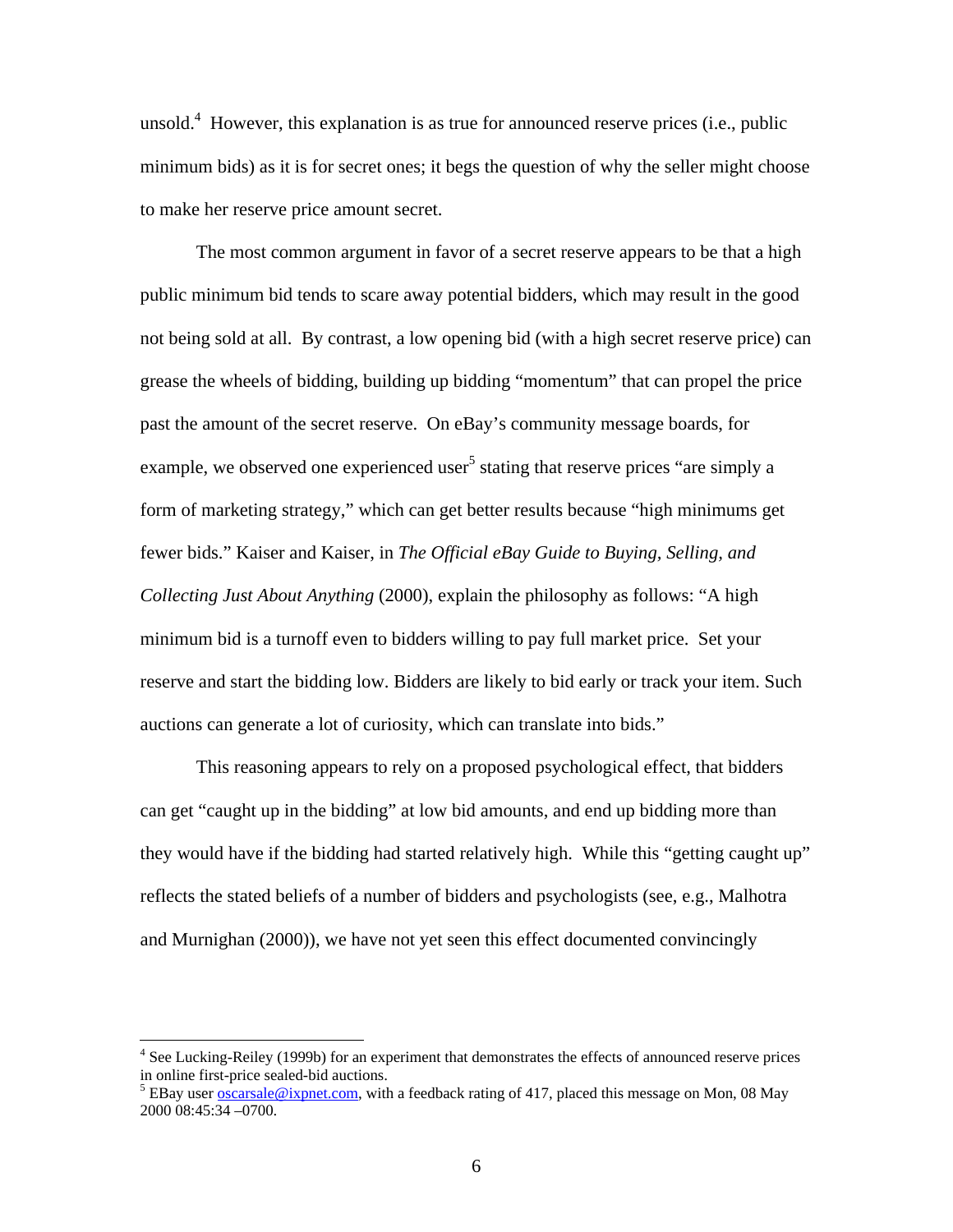unsold.[4] However, this explanation is as true for announced reserve prices (i.e., public minimum bids) as it is for secret ones; it begs the question of why the seller might choose to make her reserve price amount secret.

The most common argument in favor of a secret reserve appears to be that a high public minimum bid tends to scare away potential bidders, which may result in the good not being sold at all. By contrast, a low opening bid (with a high secret reserve price) can grease the wheels of bidding, building up bidding "momentum" that can propel the price past the amount of the secret reserve. On eBay's community message boards, for example, we observed one experienced user[5] stating that reserve prices "are simply a form of marketing strategy," which can get better results because "high minimums get fewer bids." Kaiser and Kaiser, in *The Official eBay Guide to Buying, Selling, and Collecting Just About Anything* (2000), explain the philosophy as follows: "A high minimum bid is a turnoff even to bidders willing to pay full market price. Set your reserve and start the bidding low. Bidders are likely to bid early or track your item. Such auctions can generate a lot of curiosity, which can translate into bids."

This reasoning appears to rely on a proposed psychological effect, that bidders can get "caught up in the bidding" at low bid amounts, and end up bidding more than they would have if the bidding had started relatively high. While this "getting caught up" reflects the stated beliefs of a number of bidders and psychologists (see, e.g., Malhotra and Murnighan (2000)), we have not yet seen this effect documented convincingly

---

[4] See Lucking-Reiley (1999b) for an experiment that demonstrates the effects of announced reserve prices in online first-price sealed-bid auctions.

[5] EBay user oscarsale@ixpnet.com, with a feedback rating of 417, placed this message on Mon, 08 May 2000 08:45:34 –0700.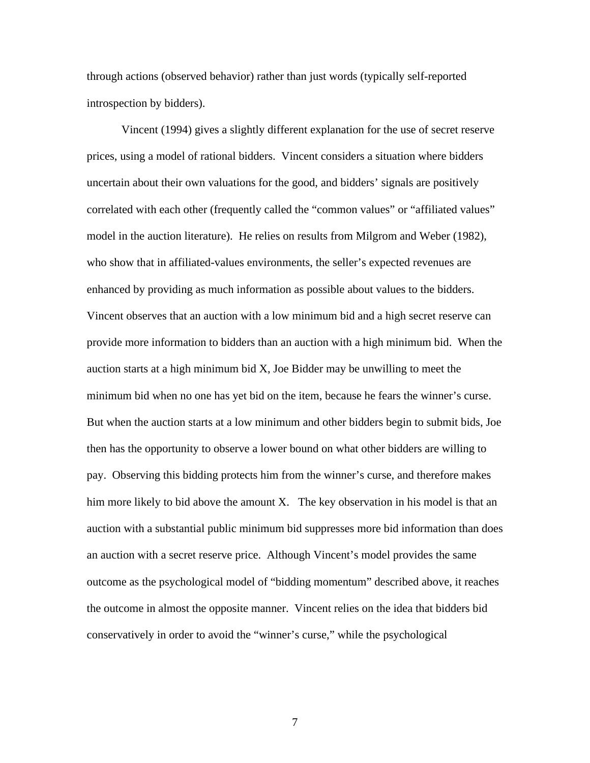through actions (observed behavior) rather than just words (typically self-reported introspection by bidders).

Vincent (1994) gives a slightly different explanation for the use of secret reserve prices, using a model of rational bidders. Vincent considers a situation where bidders uncertain about their own valuations for the good, and bidders' signals are positively correlated with each other (frequently called the "common values" or "affiliated values" model in the auction literature). He relies on results from Milgrom and Weber (1982), who show that in affiliated-values environments, the seller's expected revenues are enhanced by providing as much information as possible about values to the bidders. Vincent observes that an auction with a low minimum bid and a high secret reserve can provide more information to bidders than an auction with a high minimum bid. When the auction starts at a high minimum bid X, Joe Bidder may be unwilling to meet the minimum bid when no one has yet bid on the item, because he fears the winner's curse. But when the auction starts at a low minimum and other bidders begin to submit bids, Joe then has the opportunity to observe a lower bound on what other bidders are willing to pay. Observing this bidding protects him from the winner's curse, and therefore makes him more likely to bid above the amount X. The key observation in his model is that an auction with a substantial public minimum bid suppresses more bid information than does an auction with a secret reserve price. Although Vincent's model provides the same outcome as the psychological model of "bidding momentum" described above, it reaches the outcome in almost the opposite manner. Vincent relies on the idea that bidders bid conservatively in order to avoid the "winner's curse," while the psychological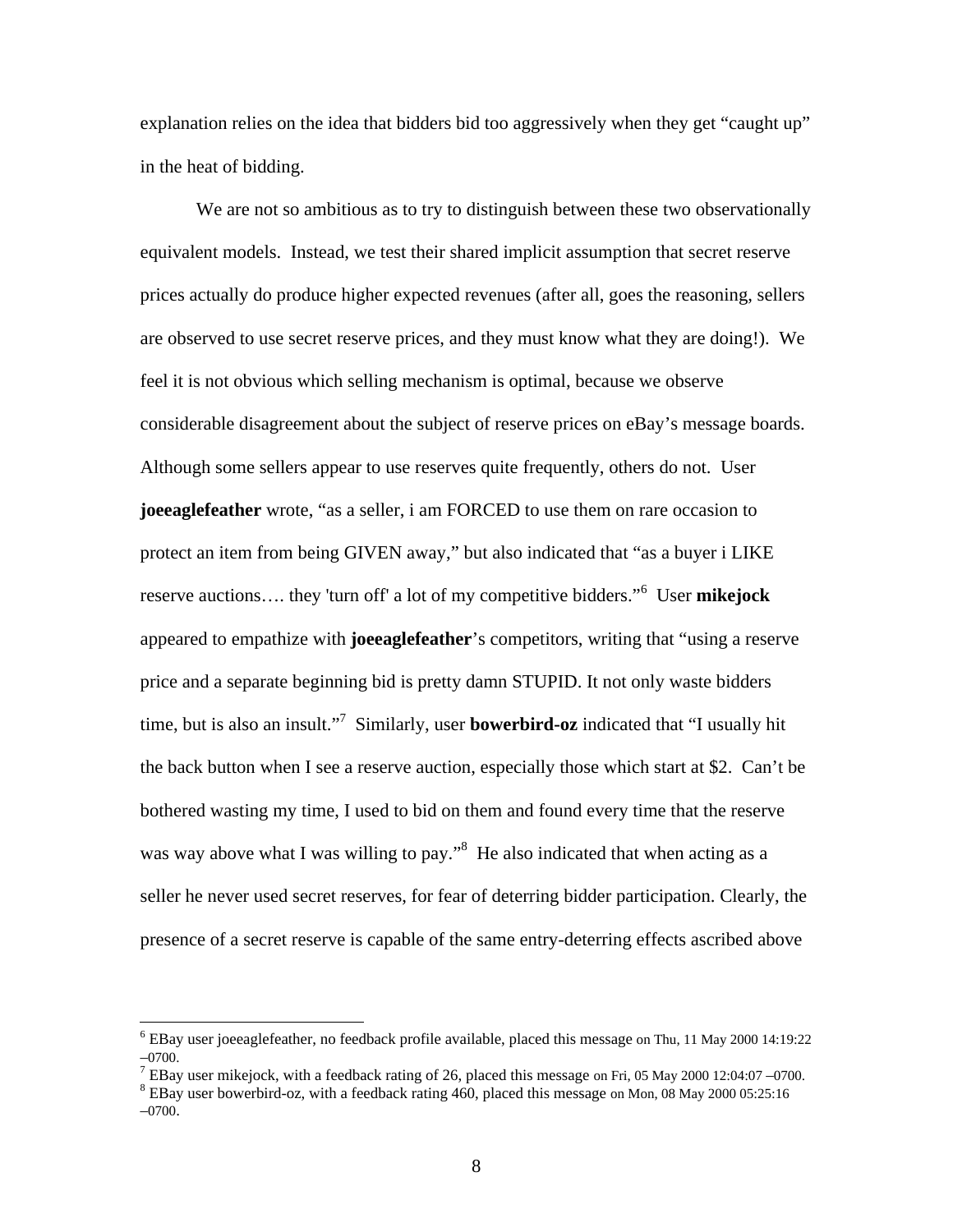explanation relies on the idea that bidders bid too aggressively when they get "caught up" in the heat of bidding.

We are not so ambitious as to try to distinguish between these two observationally equivalent models. Instead, we test their shared implicit assumption that secret reserve prices actually do produce higher expected revenues (after all, goes the reasoning, sellers are observed to use secret reserve prices, and they must know what they are doing!). We feel it is not obvious which selling mechanism is optimal, because we observe considerable disagreement about the subject of reserve prices on eBay's message boards. Although some sellers appear to use reserves quite frequently, others do not. User **joeeaglefeather** wrote, "as a seller, i am FORCED to use them on rare occasion to protect an item from being GIVEN away," but also indicated that "as a buyer i LIKE reserve auctions…. they 'turn off' a lot of my competitive bidders."[6] User **mikejock** appeared to empathize with **joeeaglefeather**'s competitors, writing that "using a reserve price and a separate beginning bid is pretty damn STUPID. It not only waste bidders time, but is also an insult."[7] Similarly, user **bowerbird-oz** indicated that "I usually hit the back button when I see a reserve auction, especially those which start at $2. Can't be bothered wasting my time, I used to bid on them and found every time that the reserve was way above what I was willing to pay."[8] He also indicated that when acting as a seller he never used secret reserves, for fear of deterring bidder participation. Clearly, the presence of a secret reserve is capable of the same entry-deterring effects ascribed above

---

[6] EBay user joeeaglefeather, no feedback profile available, placed this message on Thu, 11 May 2000 14:19:22 –0700.

[7] EBay user mikejock, with a feedback rating of 26, placed this message on Fri, 05 May 2000 12:04:07 –0700.

[8] EBay user bowerbird-oz, with a feedback rating 460, placed this message on Mon, 08 May 2000 05:25:16 –0700.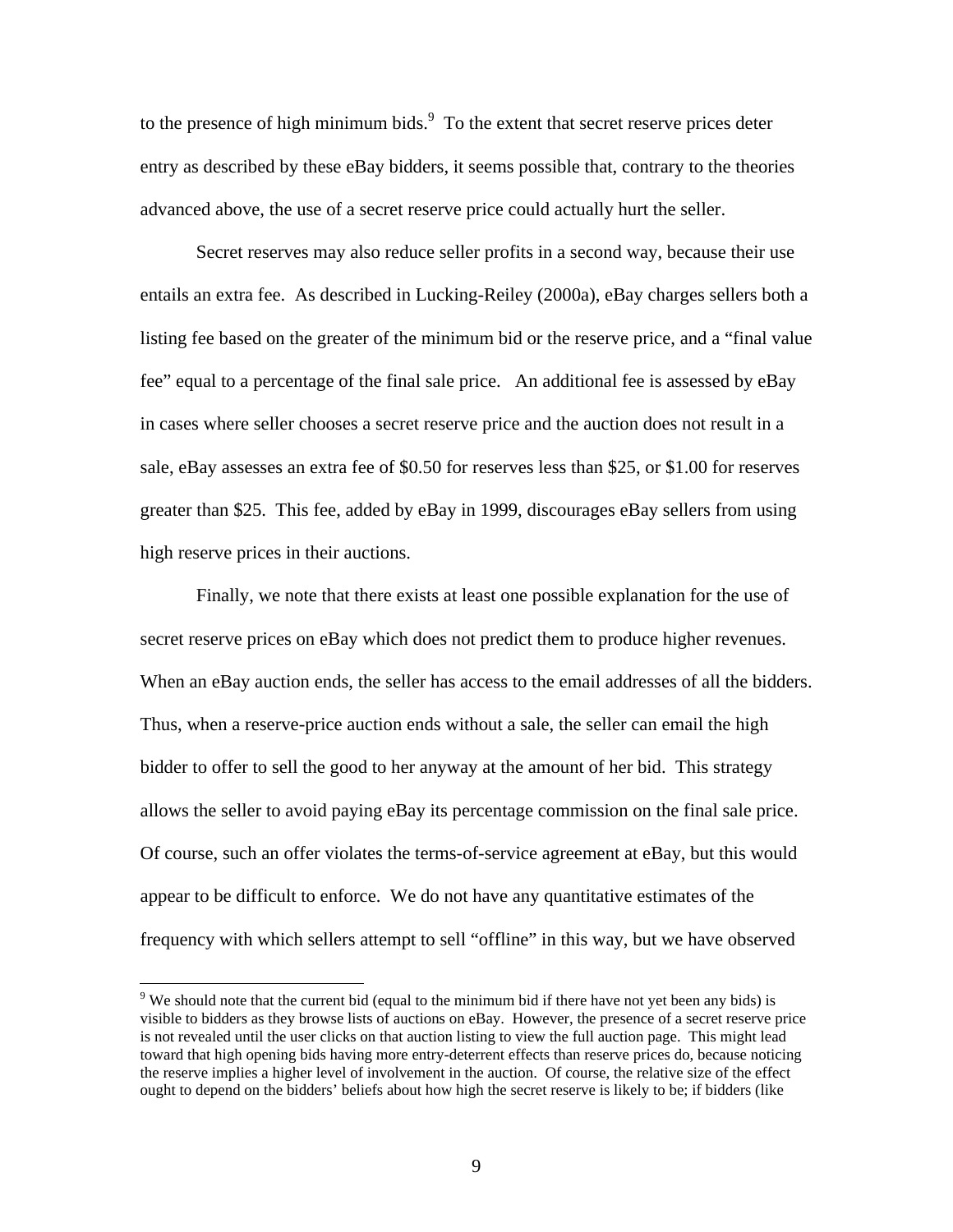to the presence of high minimum bids.[9] To the extent that secret reserve prices deter entry as described by these eBay bidders, it seems possible that, contrary to the theories advanced above, the use of a secret reserve price could actually hurt the seller.

Secret reserves may also reduce seller profits in a second way, because their use entails an extra fee. As described in Lucking-Reiley (2000a), eBay charges sellers both a listing fee based on the greater of the minimum bid or the reserve price, and a "final value fee" equal to a percentage of the final sale price. An additional fee is assessed by eBay in cases where seller chooses a secret reserve price and the auction does not result in a sale, eBay assesses an extra fee of $0.50 for reserves less than $25, or $1.00 for reserves greater than $25. This fee, added by eBay in 1999, discourages eBay sellers from using high reserve prices in their auctions.

Finally, we note that there exists at least one possible explanation for the use of secret reserve prices on eBay which does not predict them to produce higher revenues. When an eBay auction ends, the seller has access to the email addresses of all the bidders. Thus, when a reserve-price auction ends without a sale, the seller can email the high bidder to offer to sell the good to her anyway at the amount of her bid. This strategy allows the seller to avoid paying eBay its percentage commission on the final sale price. Of course, such an offer violates the terms-of-service agreement at eBay, but this would appear to be difficult to enforce. We do not have any quantitative estimates of the frequency with which sellers attempt to sell "offline" in this way, but we have observed

[9] We should note that the current bid (equal to the minimum bid if there have not yet been any bids) is visible to bidders as they browse lists of auctions on eBay. However, the presence of a secret reserve price is not revealed until the user clicks on that auction listing to view the full auction page. This might lead toward that high opening bids having more entry-deterrent effects than reserve prices do, because noticing the reserve implies a higher level of involvement in the auction. Of course, the relative size of the effect ought to depend on the bidders' beliefs about how high the secret reserve is likely to be; if bidders (like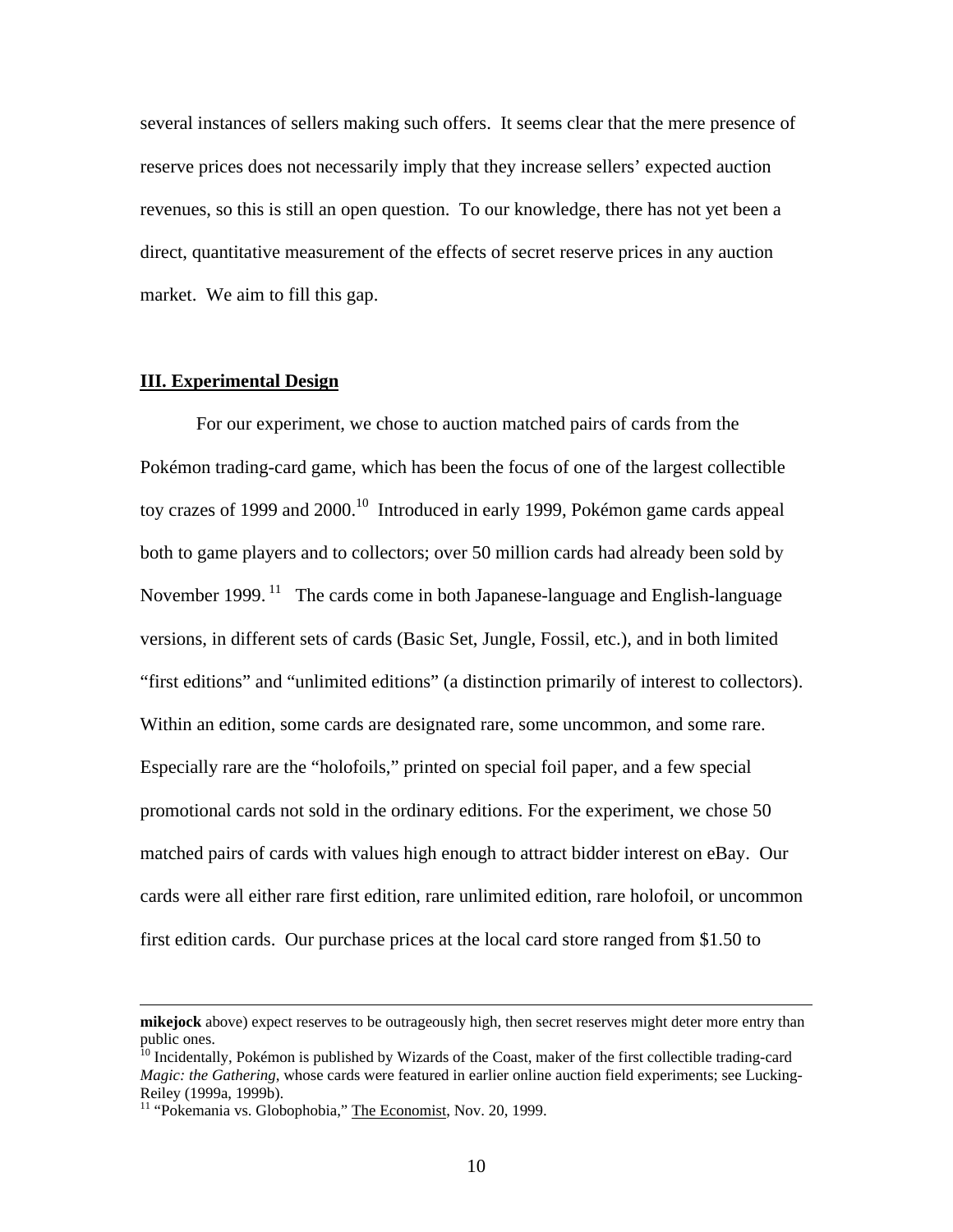several instances of sellers making such offers. It seems clear that the mere presence of reserve prices does not necessarily imply that they increase sellers' expected auction revenues, so this is still an open question. To our knowledge, there has not yet been a direct, quantitative measurement of the effects of secret reserve prices in any auction market. We aim to fill this gap.

## III. Experimental Design

For our experiment, we chose to auction matched pairs of cards from the Pokémon trading-card game, which has been the focus of one of the largest collectible toy crazes of 1999 and 2000.[10] Introduced in early 1999, Pokémon game cards appeal both to game players and to collectors; over 50 million cards had already been sold by November 1999.[11] The cards come in both Japanese-language and English-language versions, in different sets of cards (Basic Set, Jungle, Fossil, etc.), and in both limited "first editions" and "unlimited editions" (a distinction primarily of interest to collectors). Within an edition, some cards are designated rare, some uncommon, and some rare. Especially rare are the "holofoils," printed on special foil paper, and a few special promotional cards not sold in the ordinary editions. For the experiment, we chose 50 matched pairs of cards with values high enough to attract bidder interest on eBay. Our cards were all either rare first edition, rare unlimited edition, rare holofoil, or uncommon first edition cards. Our purchase prices at the local card store ranged from $1.50 to

---

**mikejock** above) expect reserves to be outrageously high, then secret reserves might deter more entry than public ones.

[10] Incidentally, Pokémon is published by Wizards of the Coast, maker of the first collectible trading-card *Magic: the Gathering*, whose cards were featured in earlier online auction field experiments; see Lucking-Reiley (1999a, 1999b).

[11] "Pokemania vs. Globophobia," The Economist, Nov. 20, 1999.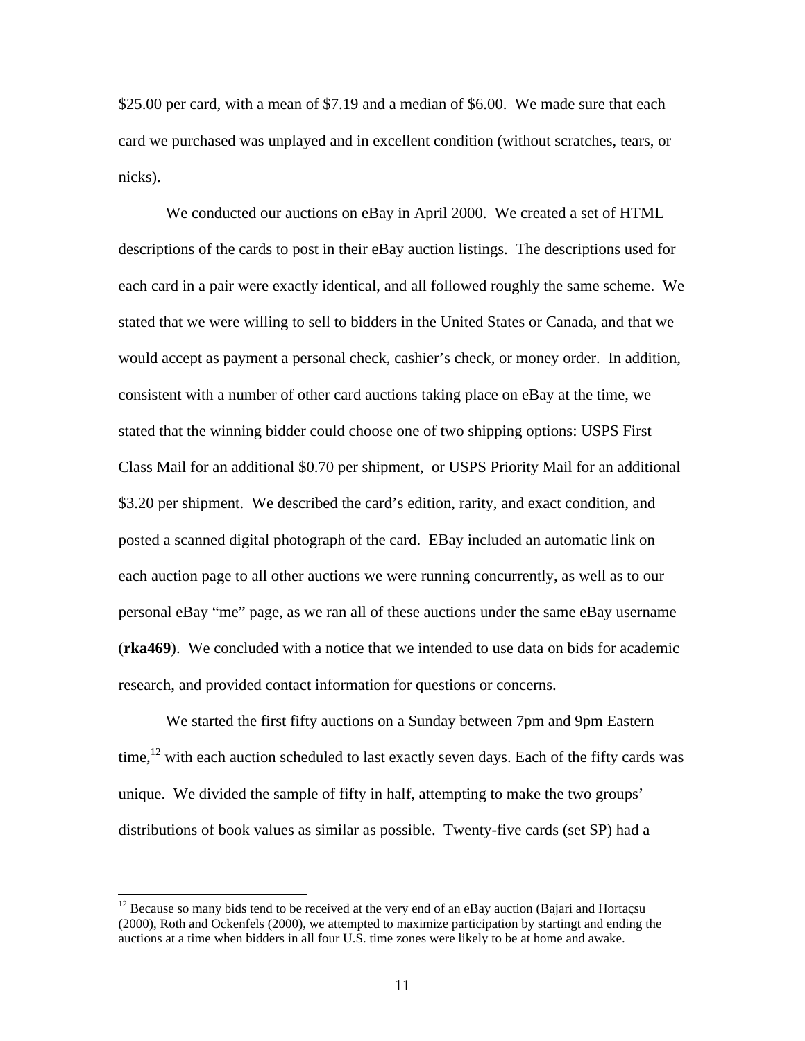$25.00 per card, with a mean of $7.19 and a median of $6.00. We made sure that each card we purchased was unplayed and in excellent condition (without scratches, tears, or nicks).

We conducted our auctions on eBay in April 2000. We created a set of HTML descriptions of the cards to post in their eBay auction listings. The descriptions used for each card in a pair were exactly identical, and all followed roughly the same scheme. We stated that we were willing to sell to bidders in the United States or Canada, and that we would accept as payment a personal check, cashier's check, or money order. In addition, consistent with a number of other card auctions taking place on eBay at the time, we stated that the winning bidder could choose one of two shipping options: USPS First Class Mail for an additional $0.70 per shipment, or USPS Priority Mail for an additional $3.20 per shipment. We described the card's edition, rarity, and exact condition, and posted a scanned digital photograph of the card. EBay included an automatic link on each auction page to all other auctions we were running concurrently, as well as to our personal eBay "me" page, as we ran all of these auctions under the same eBay username (**rka469**). We concluded with a notice that we intended to use data on bids for academic research, and provided contact information for questions or concerns.

We started the first fifty auctions on a Sunday between 7pm and 9pm Eastern time,[12] with each auction scheduled to last exactly seven days. Each of the fifty cards was unique. We divided the sample of fifty in half, attempting to make the two groups' distributions of book values as similar as possible. Twenty-five cards (set SP) had a

[12] Because so many bids tend to be received at the very end of an eBay auction (Bajari and Hortaçsu (2000), Roth and Ockenfels (2000), we attempted to maximize participation by startingt and ending the auctions at a time when bidders in all four U.S. time zones were likely to be at home and awake.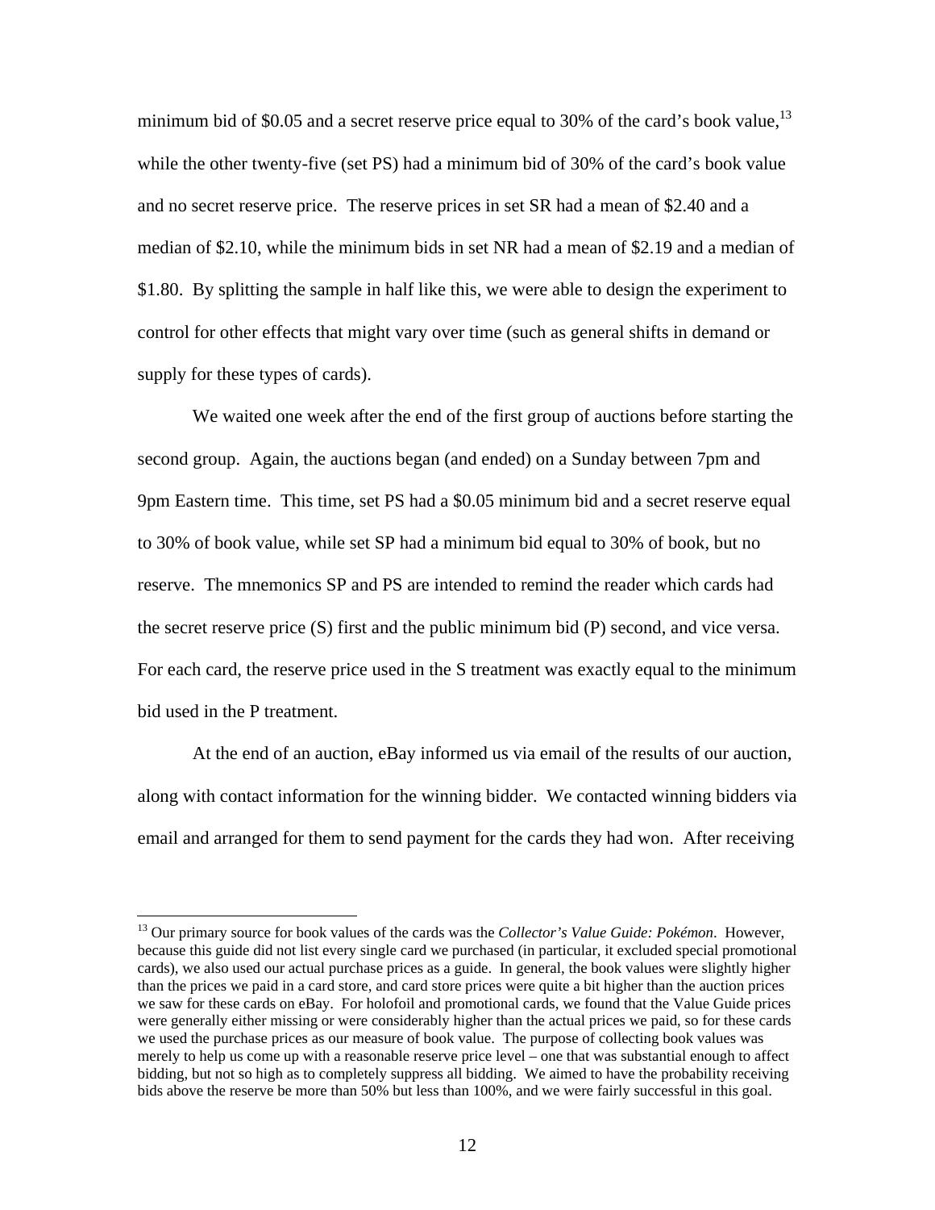minimum bid of $0.05 and a secret reserve price equal to 30% of the card's book value,[13] while the other twenty-five (set PS) had a minimum bid of 30% of the card's book value and no secret reserve price. The reserve prices in set SR had a mean of $2.40 and a median of $2.10, while the minimum bids in set NR had a mean of $2.19 and a median of $1.80. By splitting the sample in half like this, we were able to design the experiment to control for other effects that might vary over time (such as general shifts in demand or supply for these types of cards).

We waited one week after the end of the first group of auctions before starting the second group. Again, the auctions began (and ended) on a Sunday between 7pm and 9pm Eastern time. This time, set PS had a $0.05 minimum bid and a secret reserve equal to 30% of book value, while set SP had a minimum bid equal to 30% of book, but no reserve. The mnemonics SP and PS are intended to remind the reader which cards had the secret reserve price (S) first and the public minimum bid (P) second, and vice versa. For each card, the reserve price used in the S treatment was exactly equal to the minimum bid used in the P treatment.

At the end of an auction, eBay informed us via email of the results of our auction, along with contact information for the winning bidder. We contacted winning bidders via email and arranged for them to send payment for the cards they had won. After receiving

[13] Our primary source for book values of the cards was the *Collector's Value Guide: Pokémon*. However, because this guide did not list every single card we purchased (in particular, it excluded special promotional cards), we also used our actual purchase prices as a guide. In general, the book values were slightly higher than the prices we paid in a card store, and card store prices were quite a bit higher than the auction prices we saw for these cards on eBay. For holofoil and promotional cards, we found that the Value Guide prices were generally either missing or were considerably higher than the actual prices we paid, so for these cards we used the purchase prices as our measure of book value. The purpose of collecting book values was merely to help us come up with a reasonable reserve price level – one that was substantial enough to affect bidding, but not so high as to completely suppress all bidding. We aimed to have the probability receiving bids above the reserve be more than 50% but less than 100%, and we were fairly successful in this goal.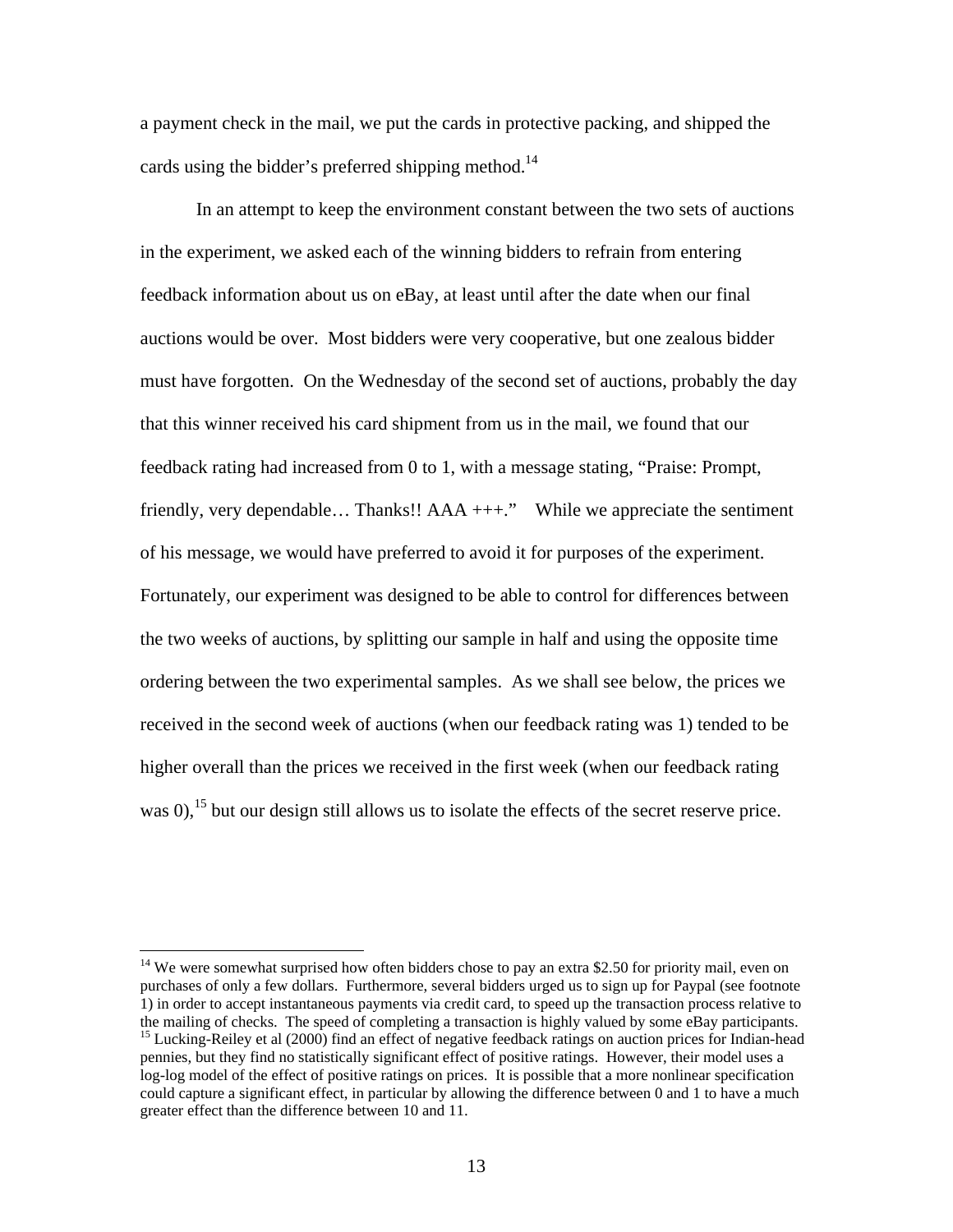a payment check in the mail, we put the cards in protective packing, and shipped the cards using the bidder's preferred shipping method.[14]

In an attempt to keep the environment constant between the two sets of auctions in the experiment, we asked each of the winning bidders to refrain from entering feedback information about us on eBay, at least until after the date when our final auctions would be over. Most bidders were very cooperative, but one zealous bidder must have forgotten. On the Wednesday of the second set of auctions, probably the day that this winner received his card shipment from us in the mail, we found that our feedback rating had increased from 0 to 1, with a message stating, "Praise: Prompt, friendly, very dependable… Thanks!! AAA +++." While we appreciate the sentiment of his message, we would have preferred to avoid it for purposes of the experiment. Fortunately, our experiment was designed to be able to control for differences between the two weeks of auctions, by splitting our sample in half and using the opposite time ordering between the two experimental samples. As we shall see below, the prices we received in the second week of auctions (when our feedback rating was 1) tended to be higher overall than the prices we received in the first week (when our feedback rating was 0),[15] but our design still allows us to isolate the effects of the secret reserve price.

---

[14] We were somewhat surprised how often bidders chose to pay an extra $2.50 for priority mail, even on purchases of only a few dollars. Furthermore, several bidders urged us to sign up for Paypal (see footnote 1) in order to accept instantaneous payments via credit card, to speed up the transaction process relative to the mailing of checks. The speed of completing a transaction is highly valued by some eBay participants.

[15] Lucking-Reiley et al (2000) find an effect of negative feedback ratings on auction prices for Indian-head pennies, but they find no statistically significant effect of positive ratings. However, their model uses a log-log model of the effect of positive ratings on prices. It is possible that a more nonlinear specification could capture a significant effect, in particular by allowing the difference between 0 and 1 to have a much greater effect than the difference between 10 and 11.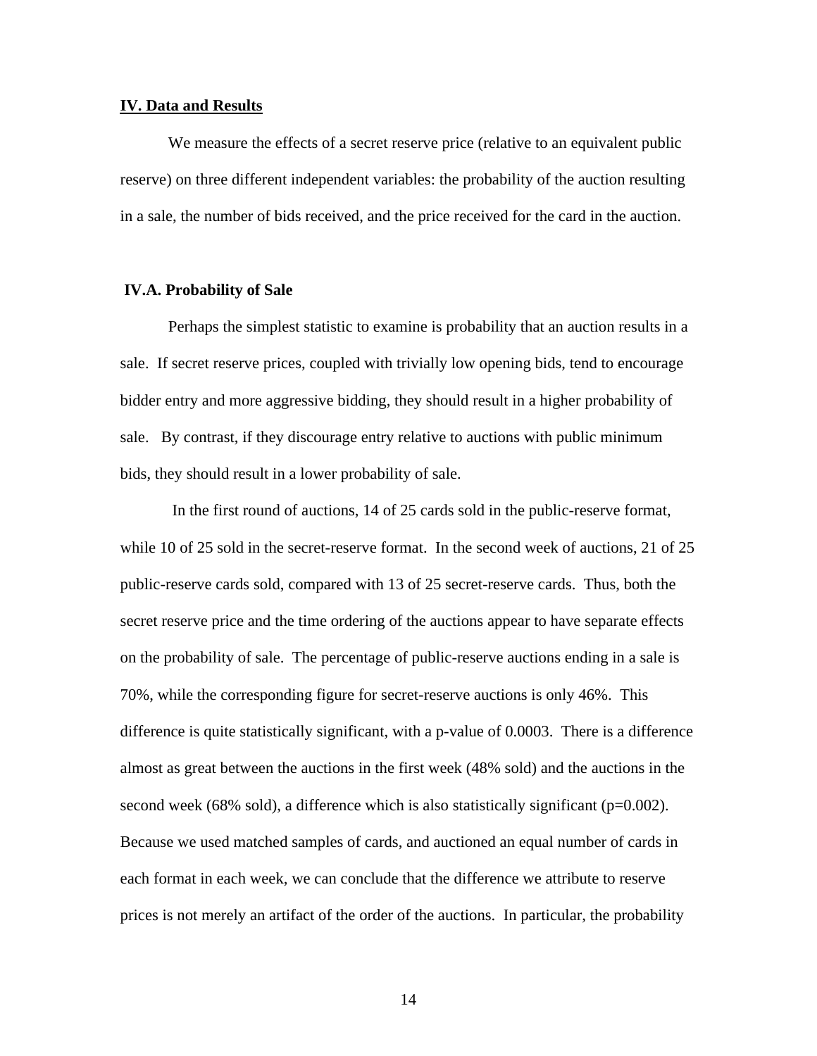## IV. Data and Results

We measure the effects of a secret reserve price (relative to an equivalent public reserve) on three different independent variables: the probability of the auction resulting in a sale, the number of bids received, and the price received for the card in the auction.

### IV.A. Probability of Sale

Perhaps the simplest statistic to examine is probability that an auction results in a sale. If secret reserve prices, coupled with trivially low opening bids, tend to encourage bidder entry and more aggressive bidding, they should result in a higher probability of sale. By contrast, if they discourage entry relative to auctions with public minimum bids, they should result in a lower probability of sale.

In the first round of auctions, 14 of 25 cards sold in the public-reserve format, while 10 of 25 sold in the secret-reserve format. In the second week of auctions, 21 of 25 public-reserve cards sold, compared with 13 of 25 secret-reserve cards. Thus, both the secret reserve price and the time ordering of the auctions appear to have separate effects on the probability of sale. The percentage of public-reserve auctions ending in a sale is 70%, while the corresponding figure for secret-reserve auctions is only 46%. This difference is quite statistically significant, with a p-value of 0.0003. There is a difference almost as great between the auctions in the first week (48% sold) and the auctions in the second week (68% sold), a difference which is also statistically significant ($p=0.002$). Because we used matched samples of cards, and auctioned an equal number of cards in each format in each week, we can conclude that the difference we attribute to reserve prices is not merely an artifact of the order of the auctions. In particular, the probability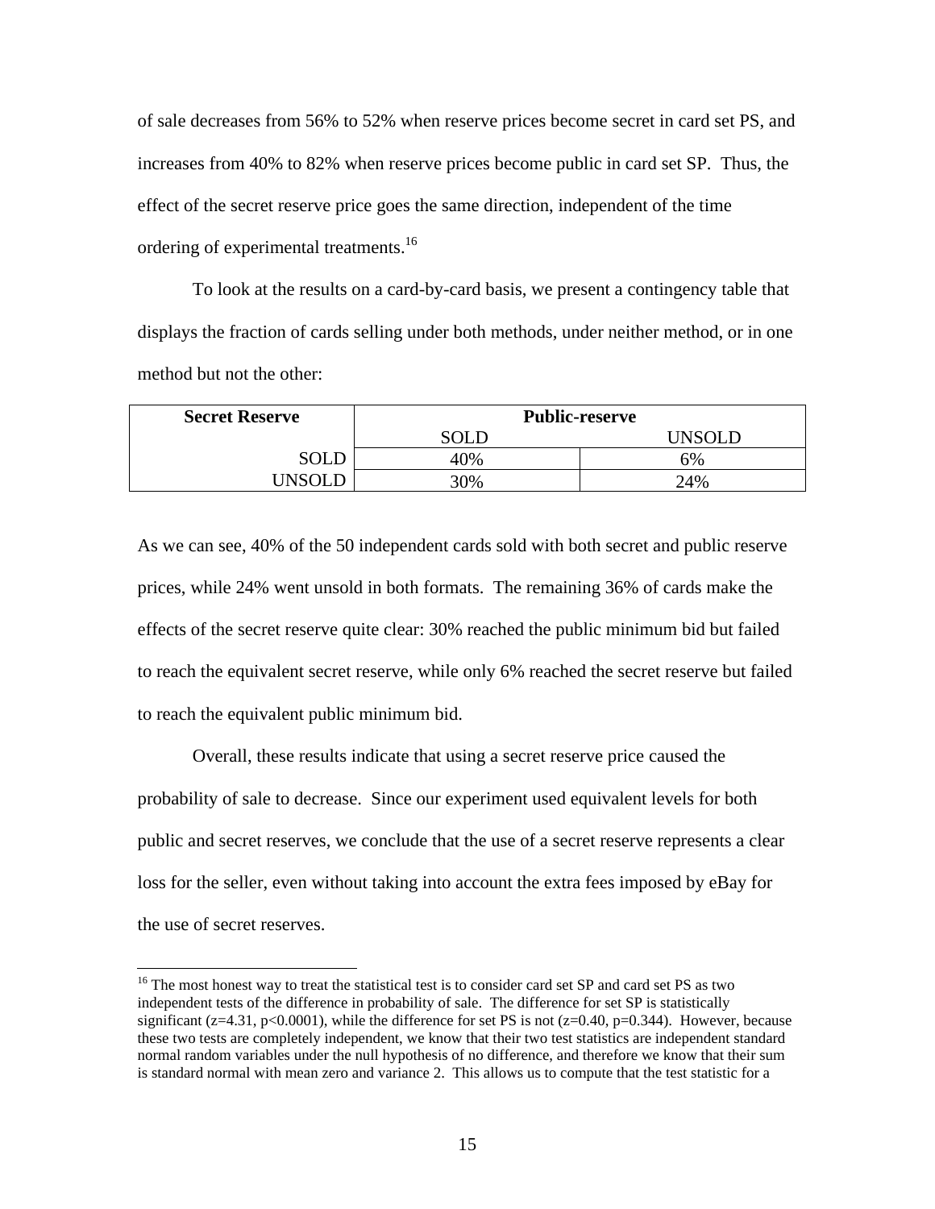of sale decreases from 56% to 52% when reserve prices become secret in card set PS, and increases from 40% to 82% when reserve prices become public in card set SP. Thus, the effect of the secret reserve price goes the same direction, independent of the time ordering of experimental treatments.[16]

To look at the results on a card-by-card basis, we present a contingency table that displays the fraction of cards selling under both methods, under neither method, or in one method but not the other:

| **Secret Reserve** | **Public-reserve** | |
|---|---|---|
| | SOLD | UNSOLD |
| SOLD | 40% | 6% |
| UNSOLD | 30% | 24% |

As we can see, 40% of the 50 independent cards sold with both secret and public reserve prices, while 24% went unsold in both formats. The remaining 36% of cards make the effects of the secret reserve quite clear: 30% reached the public minimum bid but failed to reach the equivalent secret reserve, while only 6% reached the secret reserve but failed to reach the equivalent public minimum bid.

Overall, these results indicate that using a secret reserve price caused the probability of sale to decrease. Since our experiment used equivalent levels for both public and secret reserves, we conclude that the use of a secret reserve represents a clear loss for the seller, even without taking into account the extra fees imposed by eBay for the use of secret reserves.

---

[16] The most honest way to treat the statistical test is to consider card set SP and card set PS as two independent tests of the difference in probability of sale. The difference for set SP is statistically significant ($z=4.31$, $p<0.0001$), while the difference for set PS is not ($z=0.40$, $p=0.344$). However, because these two tests are completely independent, we know that their two test statistics are independent standard normal random variables under the null hypothesis of no difference, and therefore we know that their sum is standard normal with mean zero and variance 2. This allows us to compute that the test statistic for a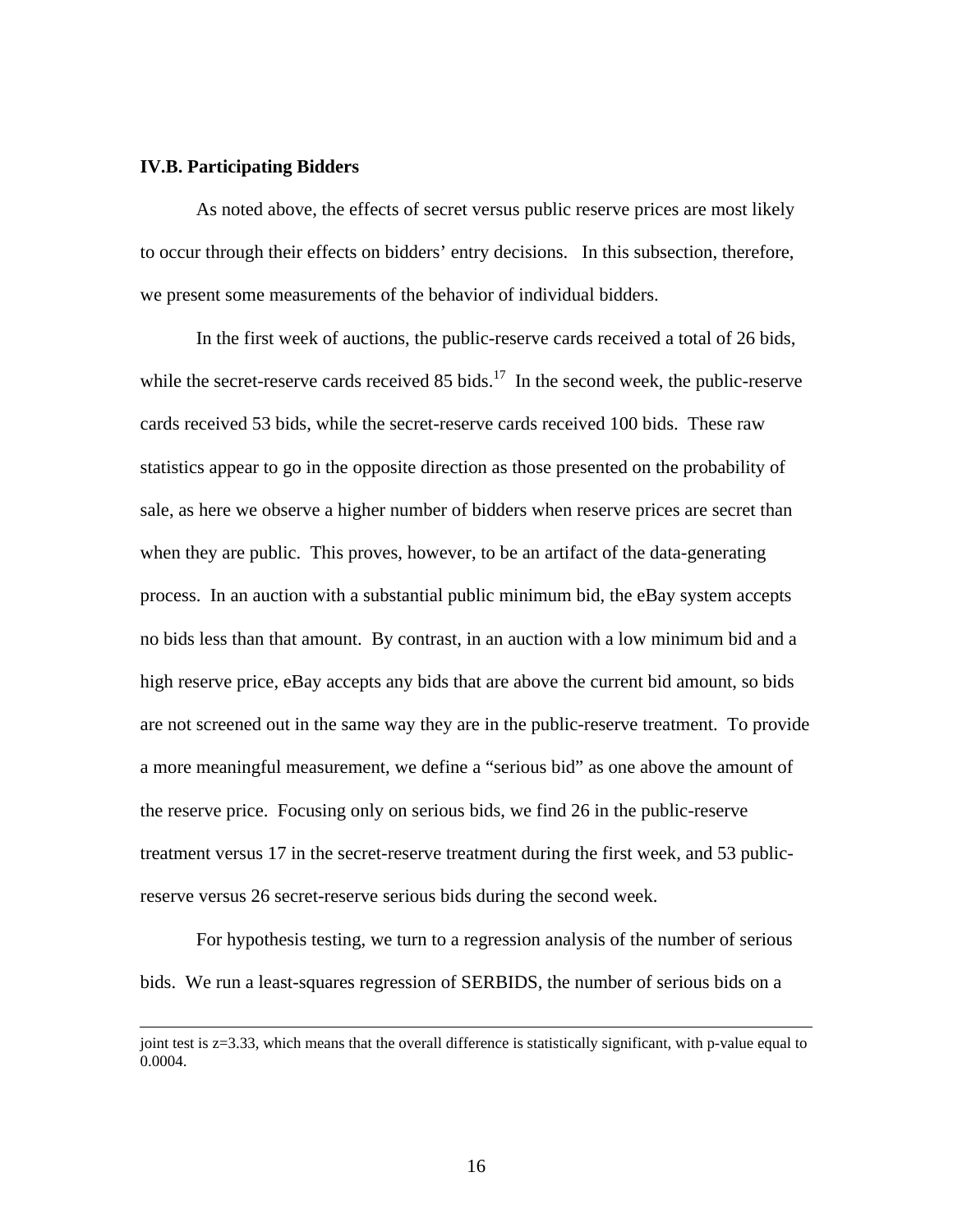### IV.B. Participating Bidders

As noted above, the effects of secret versus public reserve prices are most likely to occur through their effects on bidders' entry decisions. In this subsection, therefore, we present some measurements of the behavior of individual bidders.

In the first week of auctions, the public-reserve cards received a total of 26 bids, while the secret-reserve cards received 85 bids.[17] In the second week, the public-reserve cards received 53 bids, while the secret-reserve cards received 100 bids. These raw statistics appear to go in the opposite direction as those presented on the probability of sale, as here we observe a higher number of bidders when reserve prices are secret than when they are public. This proves, however, to be an artifact of the data-generating process. In an auction with a substantial public minimum bid, the eBay system accepts no bids less than that amount. By contrast, in an auction with a low minimum bid and a high reserve price, eBay accepts any bids that are above the current bid amount, so bids are not screened out in the same way they are in the public-reserve treatment. To provide a more meaningful measurement, we define a "serious bid" as one above the amount of the reserve price. Focusing only on serious bids, we find 26 in the public-reserve treatment versus 17 in the secret-reserve treatment during the first week, and 53 public-reserve versus 26 secret-reserve serious bids during the second week.

For hypothesis testing, we turn to a regression analysis of the number of serious bids. We run a least-squares regression of SERBIDS, the number of serious bids on a

---

joint test is z=3.33, which means that the overall difference is statistically significant, with p-value equal to 0.0004.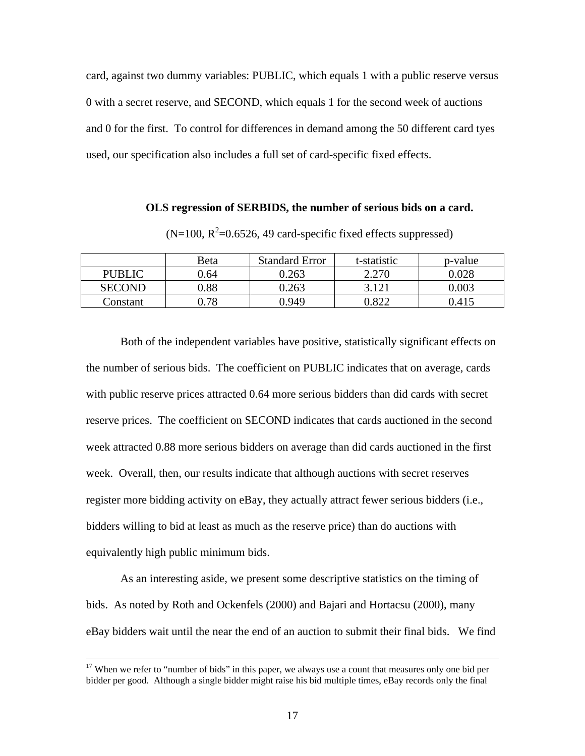card, against two dummy variables: PUBLIC, which equals 1 with a public reserve versus 0 with a secret reserve, and SECOND, which equals 1 for the second week of auctions and 0 for the first. To control for differences in demand among the 50 different card tyes used, our specification also includes a full set of card-specific fixed effects.

**OLS regression of SERBIDS, the number of serious bids on a card.**

(N=100, $R^2$=0.6526, 49 card-specific fixed effects suppressed)

| | Beta | Standard Error | t-statistic | p-value |
|---|---|---|---|---|
| PUBLIC | 0.64 | 0.263 | 2.270 | 0.028 |
| SECOND | 0.88 | 0.263 | 3.121 | 0.003 |
| Constant | 0.78 | 0.949 | 0.822 | 0.415 |

Both of the independent variables have positive, statistically significant effects on the number of serious bids. The coefficient on PUBLIC indicates that on average, cards with public reserve prices attracted 0.64 more serious bidders than did cards with secret reserve prices. The coefficient on SECOND indicates that cards auctioned in the second week attracted 0.88 more serious bidders on average than did cards auctioned in the first week. Overall, then, our results indicate that although auctions with secret reserves register more bidding activity on eBay, they actually attract fewer serious bidders (i.e., bidders willing to bid at least as much as the reserve price) than do auctions with equivalently high public minimum bids.

As an interesting aside, we present some descriptive statistics on the timing of bids. As noted by Roth and Ockenfels (2000) and Bajari and Hortacsu (2000), many eBay bidders wait until the near the end of an auction to submit their final bids. We find

[17] When we refer to "number of bids" in this paper, we always use a count that measures only one bid per bidder per good. Although a single bidder might raise his bid multiple times, eBay records only the final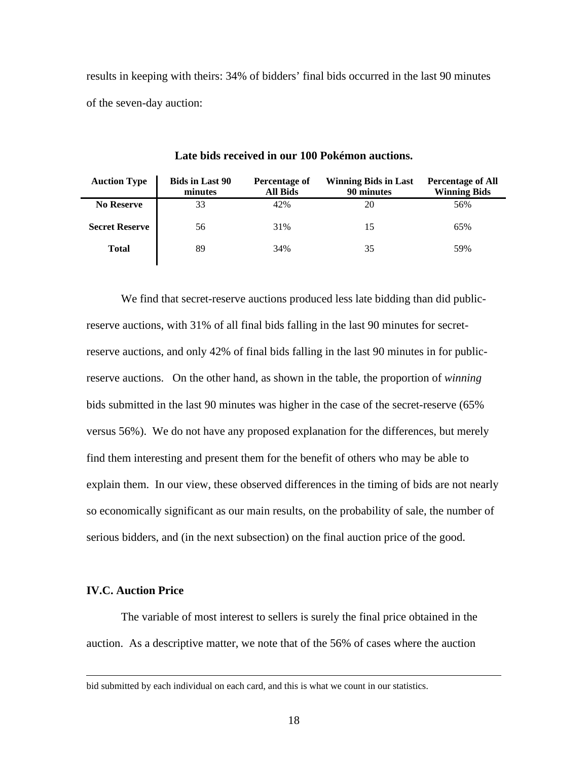results in keeping with theirs: 34% of bidders' final bids occurred in the last 90 minutes of the seven-day auction:

**Late bids received in our 100 Pokémon auctions.**

| Auction Type | Bids in Last 90 minutes | Percentage of All Bids | Winning Bids in Last 90 minutes | Percentage of All Winning Bids |
|---|---|---|---|---|
| **No Reserve** | 33 | 42% | 20 | 56% |
| **Secret Reserve** | 56 | 31% | 15 | 65% |
| **Total** | 89 | 34% | 35 | 59% |

We find that secret-reserve auctions produced less late bidding than did public-reserve auctions, with 31% of all final bids falling in the last 90 minutes for secret-reserve auctions, and only 42% of final bids falling in the last 90 minutes in for public-reserve auctions. On the other hand, as shown in the table, the proportion of *winning* bids submitted in the last 90 minutes was higher in the case of the secret-reserve (65% versus 56%). We do not have any proposed explanation for the differences, but merely find them interesting and present them for the benefit of others who may be able to explain them. In our view, these observed differences in the timing of bids are not nearly so economically significant as our main results, on the probability of sale, the number of serious bidders, and (in the next subsection) on the final auction price of the good.

### IV.C. Auction Price

The variable of most interest to sellers is surely the final price obtained in the auction. As a descriptive matter, we note that of the 56% of cases where the auction

---

bid submitted by each individual on each card, and this is what we count in our statistics.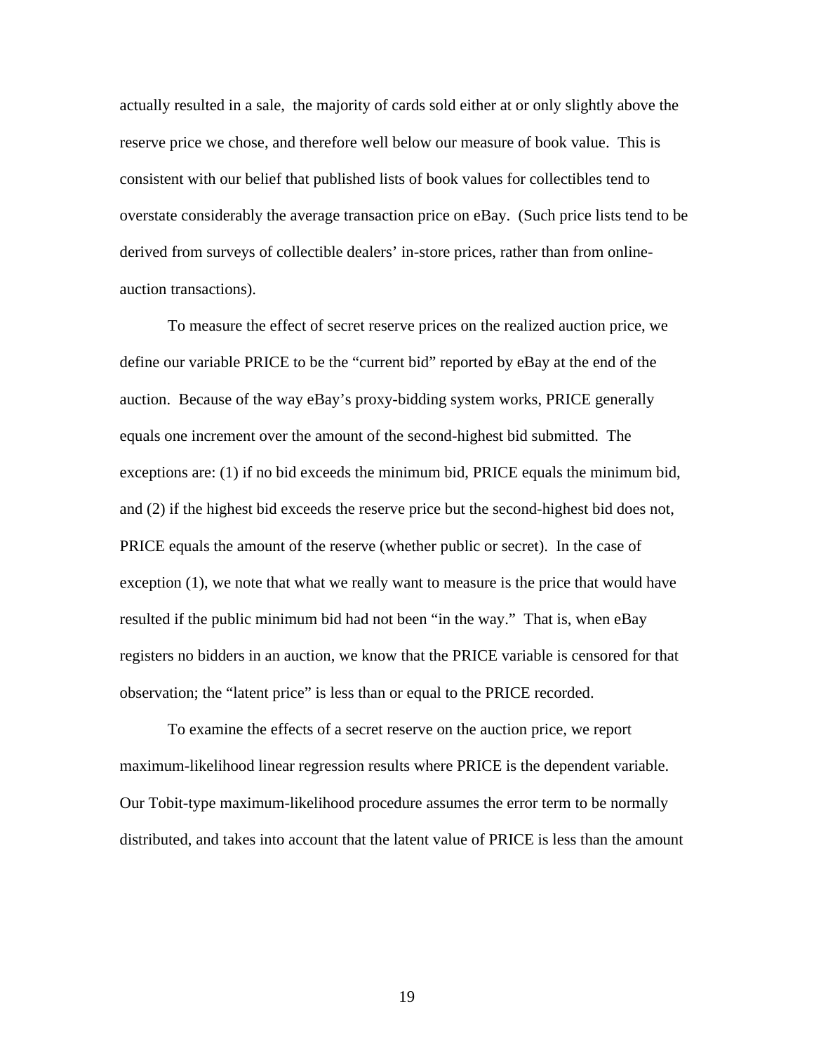actually resulted in a sale,  the majority of cards sold either at or only slightly above the reserve price we chose, and therefore well below our measure of book value.  This is consistent with our belief that published lists of book values for collectibles tend to overstate considerably the average transaction price on eBay.  (Such price lists tend to be derived from surveys of collectible dealers' in-store prices, rather than from online-auction transactions).

To measure the effect of secret reserve prices on the realized auction price, we define our variable PRICE to be the "current bid" reported by eBay at the end of the auction.  Because of the way eBay's proxy-bidding system works, PRICE generally equals one increment over the amount of the second-highest bid submitted.  The exceptions are: (1) if no bid exceeds the minimum bid, PRICE equals the minimum bid, and (2) if the highest bid exceeds the reserve price but the second-highest bid does not, PRICE equals the amount of the reserve (whether public or secret).  In the case of exception (1), we note that what we really want to measure is the price that would have resulted if the public minimum bid had not been "in the way."  That is, when eBay registers no bidders in an auction, we know that the PRICE variable is censored for that observation; the "latent price" is less than or equal to the PRICE recorded.

To examine the effects of a secret reserve on the auction price, we report maximum-likelihood linear regression results where PRICE is the dependent variable. Our Tobit-type maximum-likelihood procedure assumes the error term to be normally distributed, and takes into account that the latent value of PRICE is less than the amount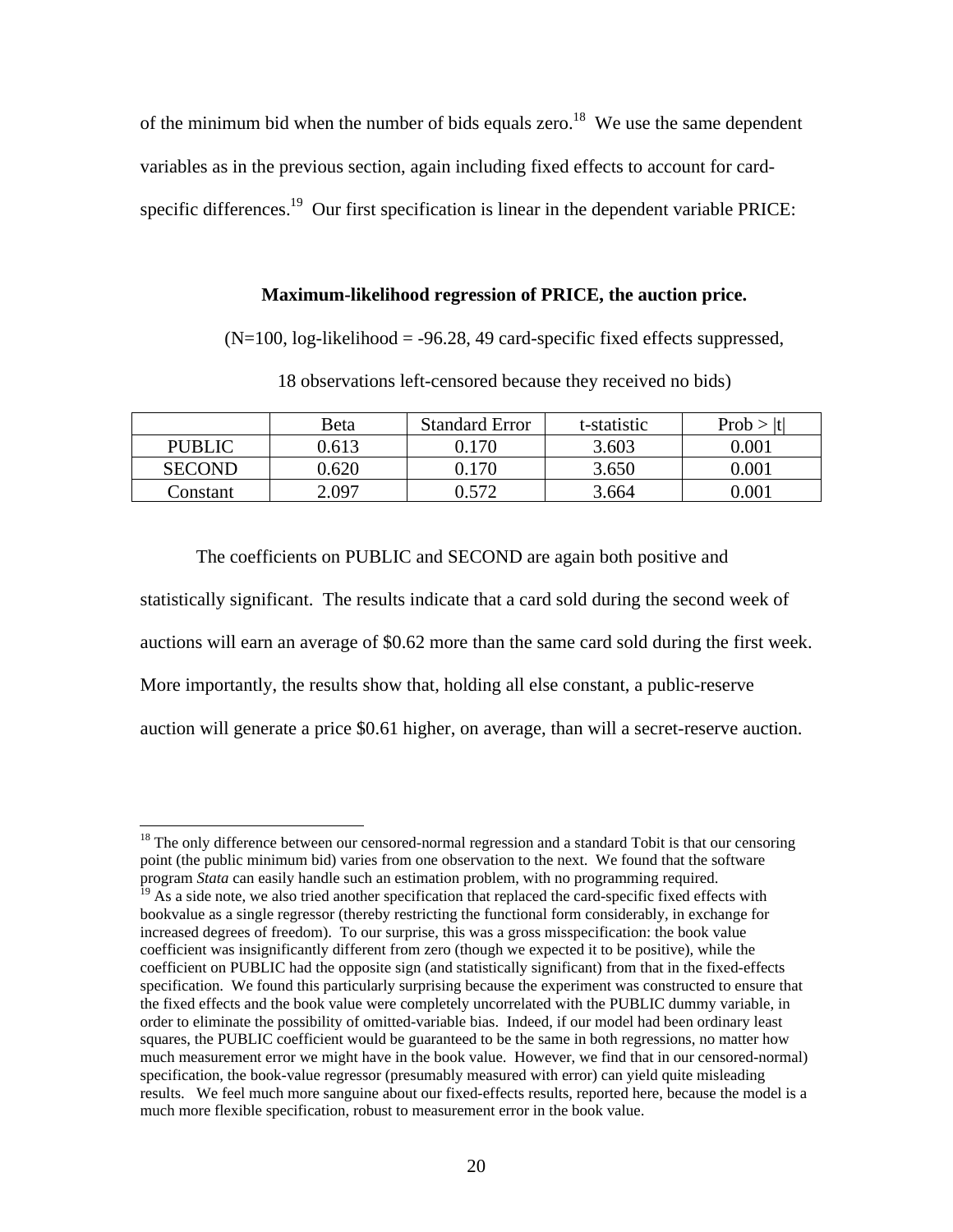of the minimum bid when the number of bids equals zero.[18] We use the same dependent variables as in the previous section, again including fixed effects to account for card-specific differences.[19] Our first specification is linear in the dependent variable PRICE:

**Maximum-likelihood regression of PRICE, the auction price.**

(N=100, log-likelihood = -96.28, 49 card-specific fixed effects suppressed, 18 observations left-censored because they received no bids)

| | Beta | Standard Error | t-statistic | Prob > \|t\| |
|---|---|---|---|---|
| PUBLIC | 0.613 | 0.170 | 3.603 | 0.001 |
| SECOND | 0.620 | 0.170 | 3.650 | 0.001 |
| Constant | 2.097 | 0.572 | 3.664 | 0.001 |

The coefficients on PUBLIC and SECOND are again both positive and statistically significant. The results indicate that a card sold during the second week of auctions will earn an average of $0.62 more than the same card sold during the first week. More importantly, the results show that, holding all else constant, a public-reserve auction will generate a price $0.61 higher, on average, than will a secret-reserve auction.

[18] The only difference between our censored-normal regression and a standard Tobit is that our censoring point (the public minimum bid) varies from one observation to the next. We found that the software program *Stata* can easily handle such an estimation problem, with no programming required.

[19] As a side note, we also tried another specification that replaced the card-specific fixed effects with bookvalue as a single regressor (thereby restricting the functional form considerably, in exchange for increased degrees of freedom). To our surprise, this was a gross misspecification: the book value coefficient was insignificantly different from zero (though we expected it to be positive), while the coefficient on PUBLIC had the opposite sign (and statistically significant) from that in the fixed-effects specification. We found this particularly surprising because the experiment was constructed to ensure that the fixed effects and the book value were completely uncorrelated with the PUBLIC dummy variable, in order to eliminate the possibility of omitted-variable bias. Indeed, if our model had been ordinary least squares, the PUBLIC coefficient would be guaranteed to be the same in both regressions, no matter how much measurement error we might have in the book value. However, we find that in our censored-normal) specification, the book-value regressor (presumably measured with error) can yield quite misleading results. We feel much more sanguine about our fixed-effects results, reported here, because the model is a much more flexible specification, robust to measurement error in the book value.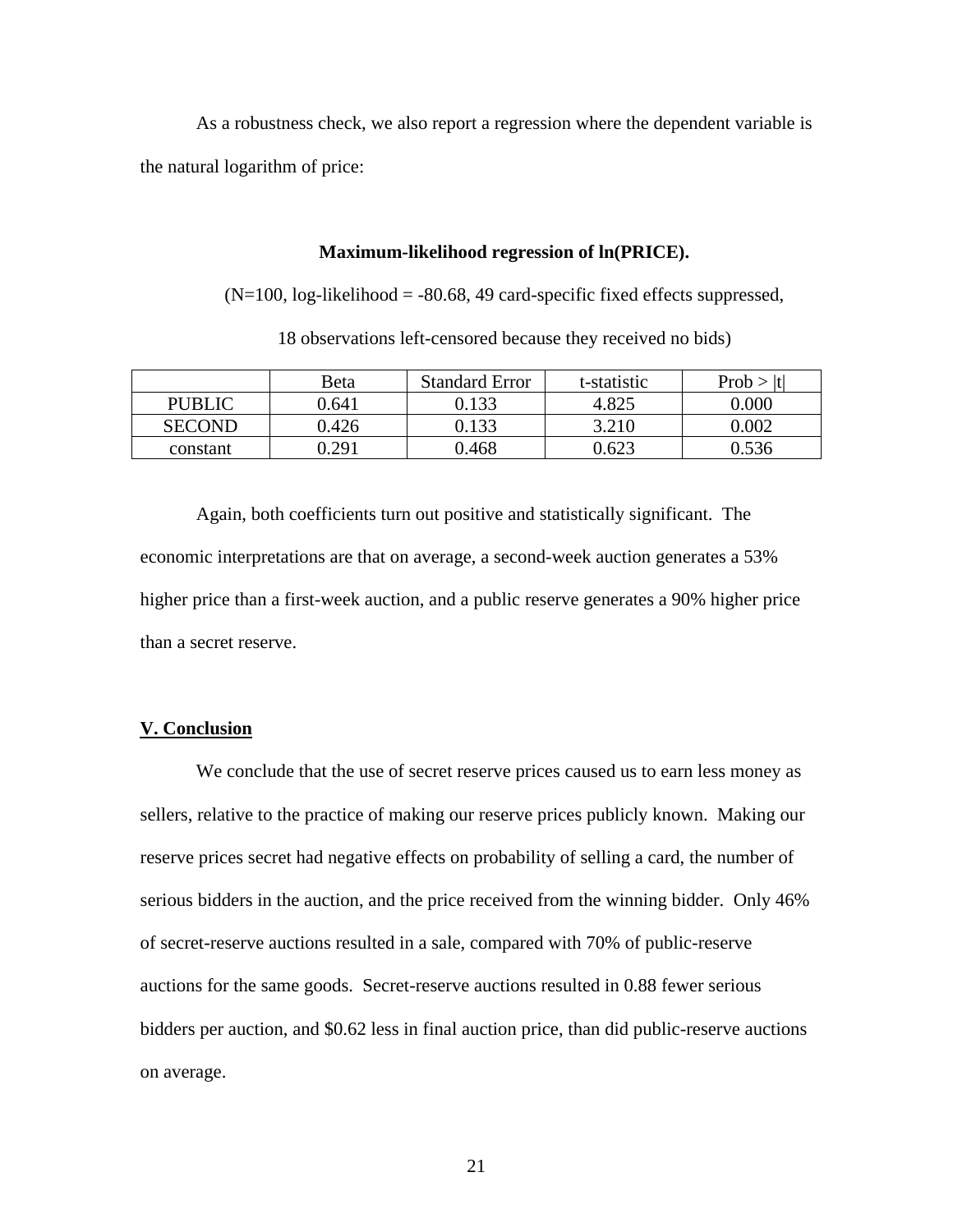As a robustness check, we also report a regression where the dependent variable is the natural logarithm of price:

**Maximum-likelihood regression of ln(PRICE).**

(N=100, log-likelihood = -80.68, 49 card-specific fixed effects suppressed,

18 observations left-censored because they received no bids)

| | Beta | Standard Error | t-statistic | Prob > \|t\| |
|---|---|---|---|---|
| PUBLIC | 0.641 | 0.133 | 4.825 | 0.000 |
| SECOND | 0.426 | 0.133 | 3.210 | 0.002 |
| constant | 0.291 | 0.468 | 0.623 | 0.536 |

Again, both coefficients turn out positive and statistically significant. The economic interpretations are that on average, a second-week auction generates a 53% higher price than a first-week auction, and a public reserve generates a 90% higher price than a secret reserve.

## V. Conclusion

We conclude that the use of secret reserve prices caused us to earn less money as sellers, relative to the practice of making our reserve prices publicly known. Making our reserve prices secret had negative effects on probability of selling a card, the number of serious bidders in the auction, and the price received from the winning bidder. Only 46% of secret-reserve auctions resulted in a sale, compared with 70% of public-reserve auctions for the same goods. Secret-reserve auctions resulted in 0.88 fewer serious bidders per auction, and $0.62 less in final auction price, than did public-reserve auctions on average.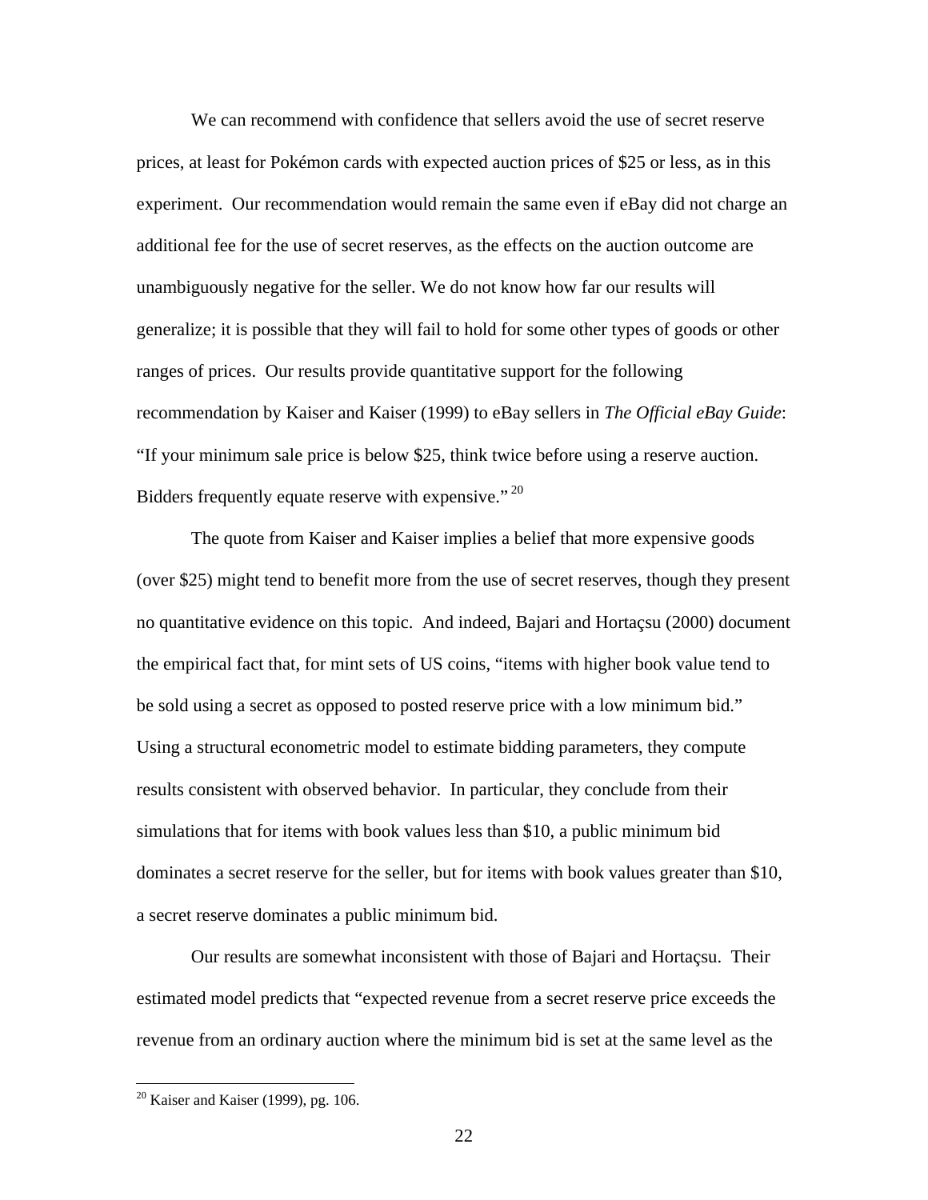We can recommend with confidence that sellers avoid the use of secret reserve prices, at least for Pokémon cards with expected auction prices of $25 or less, as in this experiment. Our recommendation would remain the same even if eBay did not charge an additional fee for the use of secret reserves, as the effects on the auction outcome are unambiguously negative for the seller. We do not know how far our results will generalize; it is possible that they will fail to hold for some other types of goods or other ranges of prices. Our results provide quantitative support for the following recommendation by Kaiser and Kaiser (1999) to eBay sellers in *The Official eBay Guide*: "If your minimum sale price is below $25, think twice before using a reserve auction. Bidders frequently equate reserve with expensive." [20]

The quote from Kaiser and Kaiser implies a belief that more expensive goods (over $25) might tend to benefit more from the use of secret reserves, though they present no quantitative evidence on this topic. And indeed, Bajari and Hortaçsu (2000) document the empirical fact that, for mint sets of US coins, "items with higher book value tend to be sold using a secret as opposed to posted reserve price with a low minimum bid." Using a structural econometric model to estimate bidding parameters, they compute results consistent with observed behavior. In particular, they conclude from their simulations that for items with book values less than $10, a public minimum bid dominates a secret reserve for the seller, but for items with book values greater than $10, a secret reserve dominates a public minimum bid.

Our results are somewhat inconsistent with those of Bajari and Hortaçsu. Their estimated model predicts that "expected revenue from a secret reserve price exceeds the revenue from an ordinary auction where the minimum bid is set at the same level as the

[20] Kaiser and Kaiser (1999), pg. 106.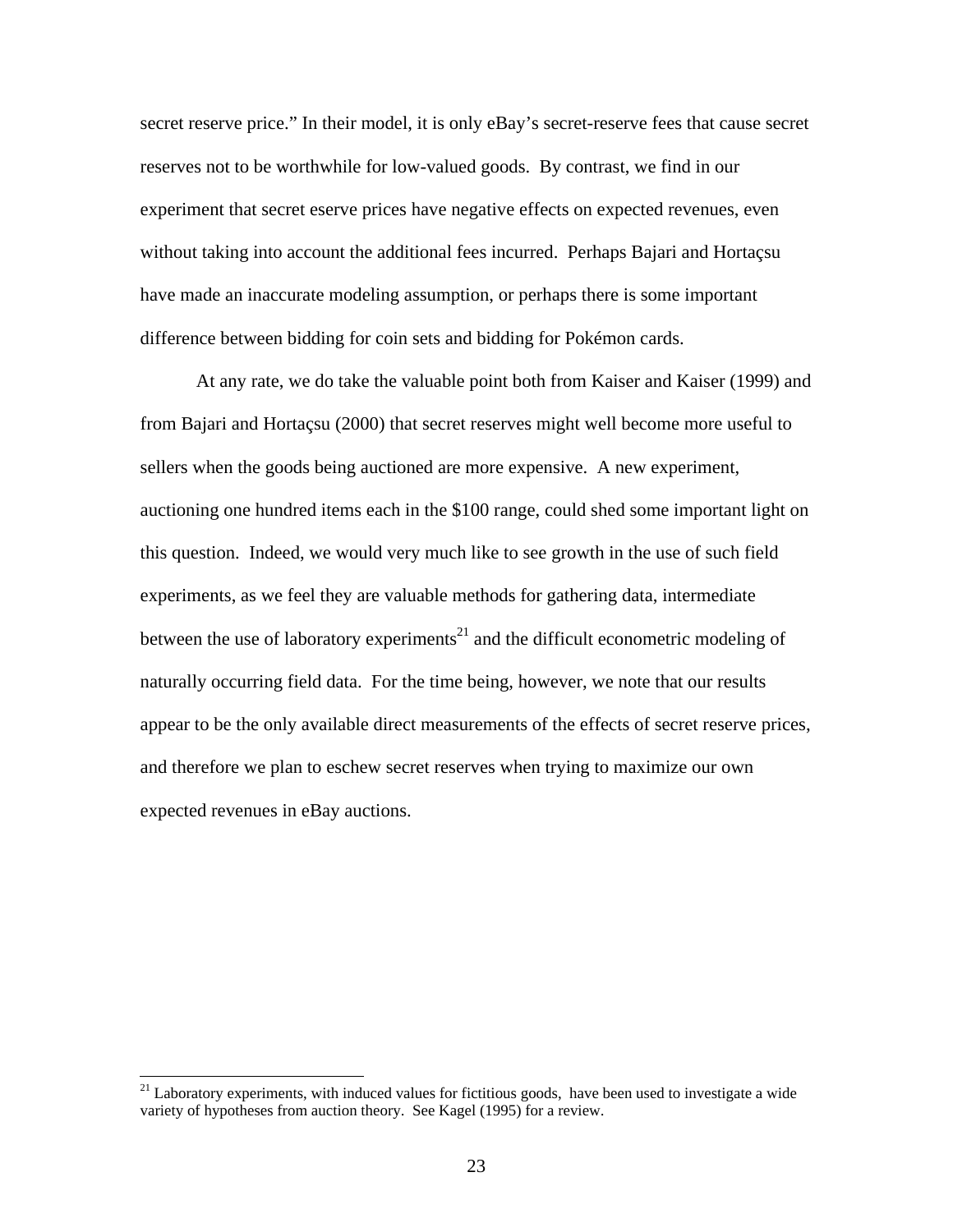secret reserve price." In their model, it is only eBay's secret-reserve fees that cause secret reserves not to be worthwhile for low-valued goods. By contrast, we find in our experiment that secret eserve prices have negative effects on expected revenues, even without taking into account the additional fees incurred. Perhaps Bajari and Hortaçsu have made an inaccurate modeling assumption, or perhaps there is some important difference between bidding for coin sets and bidding for Pokémon cards.

At any rate, we do take the valuable point both from Kaiser and Kaiser (1999) and from Bajari and Hortaçsu (2000) that secret reserves might well become more useful to sellers when the goods being auctioned are more expensive. A new experiment, auctioning one hundred items each in the $100 range, could shed some important light on this question. Indeed, we would very much like to see growth in the use of such field experiments, as we feel they are valuable methods for gathering data, intermediate between the use of laboratory experiments[21] and the difficult econometric modeling of naturally occurring field data. For the time being, however, we note that our results appear to be the only available direct measurements of the effects of secret reserve prices, and therefore we plan to eschew secret reserves when trying to maximize our own expected revenues in eBay auctions.

---

[21] Laboratory experiments, with induced values for fictitious goods, have been used to investigate a wide variety of hypotheses from auction theory. See Kagel (1995) for a review.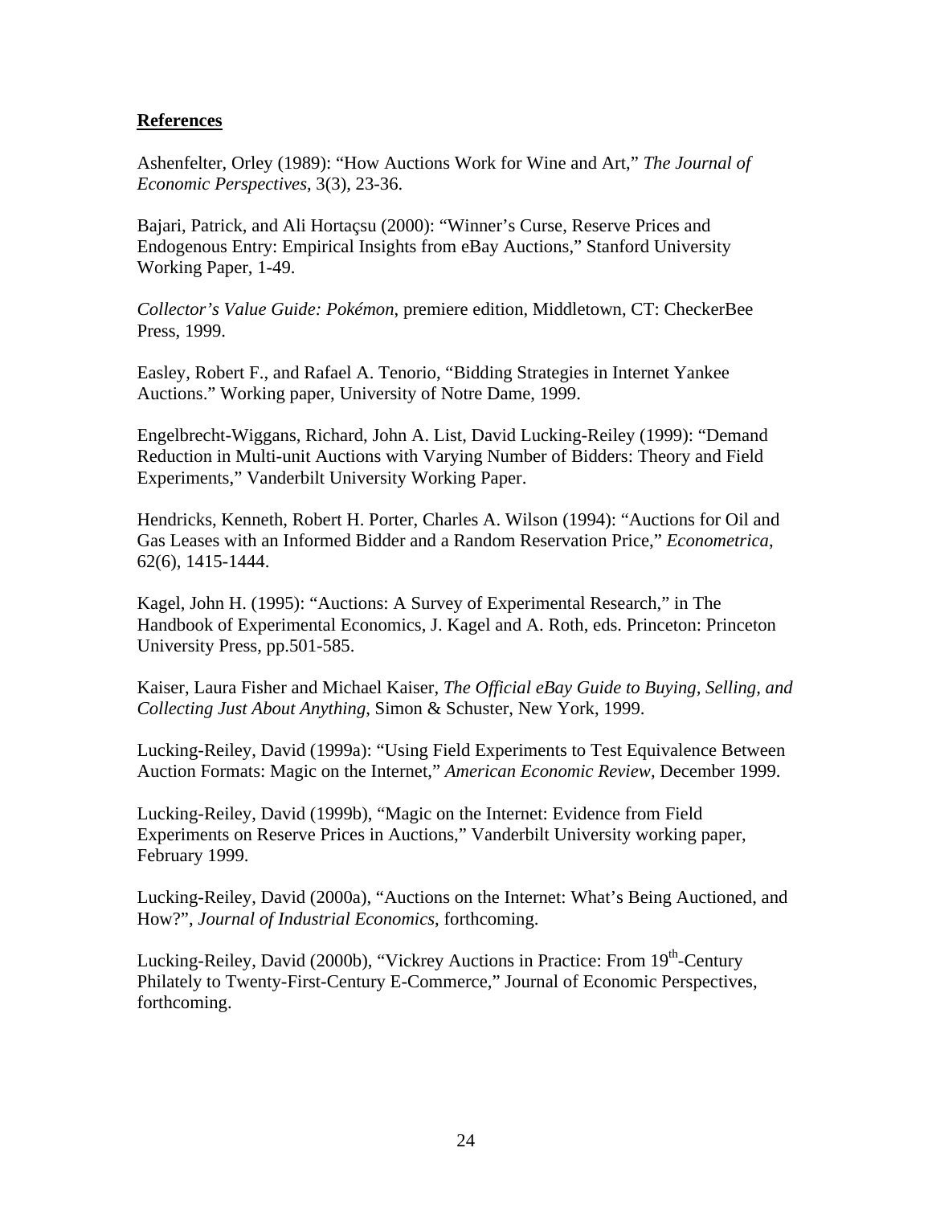**References**

Ashenfelter, Orley (1989): "How Auctions Work for Wine and Art," *The Journal of Economic Perspectives*, 3(3), 23-36.

Bajari, Patrick, and Ali Hortaçsu (2000): "Winner's Curse, Reserve Prices and Endogenous Entry: Empirical Insights from eBay Auctions," Stanford University Working Paper, 1-49.

*Collector's Value Guide: Pokémon*, premiere edition, Middletown, CT: CheckerBee Press, 1999.

Easley, Robert F., and Rafael A. Tenorio, "Bidding Strategies in Internet Yankee Auctions." Working paper, University of Notre Dame, 1999.

Engelbrecht-Wiggans, Richard, John A. List, David Lucking-Reiley (1999): "Demand Reduction in Multi-unit Auctions with Varying Number of Bidders: Theory and Field Experiments," Vanderbilt University Working Paper.

Hendricks, Kenneth, Robert H. Porter, Charles A. Wilson (1994): "Auctions for Oil and Gas Leases with an Informed Bidder and a Random Reservation Price," *Econometrica*, 62(6), 1415-1444.

Kagel, John H. (1995): "Auctions: A Survey of Experimental Research," in The Handbook of Experimental Economics, J. Kagel and A. Roth, eds. Princeton: Princeton University Press, pp.501-585.

Kaiser, Laura Fisher and Michael Kaiser, *The Official eBay Guide to Buying, Selling, and Collecting Just About Anything*, Simon & Schuster, New York, 1999.

Lucking-Reiley, David (1999a): "Using Field Experiments to Test Equivalence Between Auction Formats: Magic on the Internet," *American Economic Review*, December 1999.

Lucking-Reiley, David (1999b), "Magic on the Internet: Evidence from Field Experiments on Reserve Prices in Auctions," Vanderbilt University working paper, February 1999.

Lucking-Reiley, David (2000a), "Auctions on the Internet: What's Being Auctioned, and How?", *Journal of Industrial Economics*, forthcoming.

Lucking-Reiley, David (2000b), "Vickrey Auctions in Practice: From 19th-Century Philately to Twenty-First-Century E-Commerce," Journal of Economic Perspectives, forthcoming.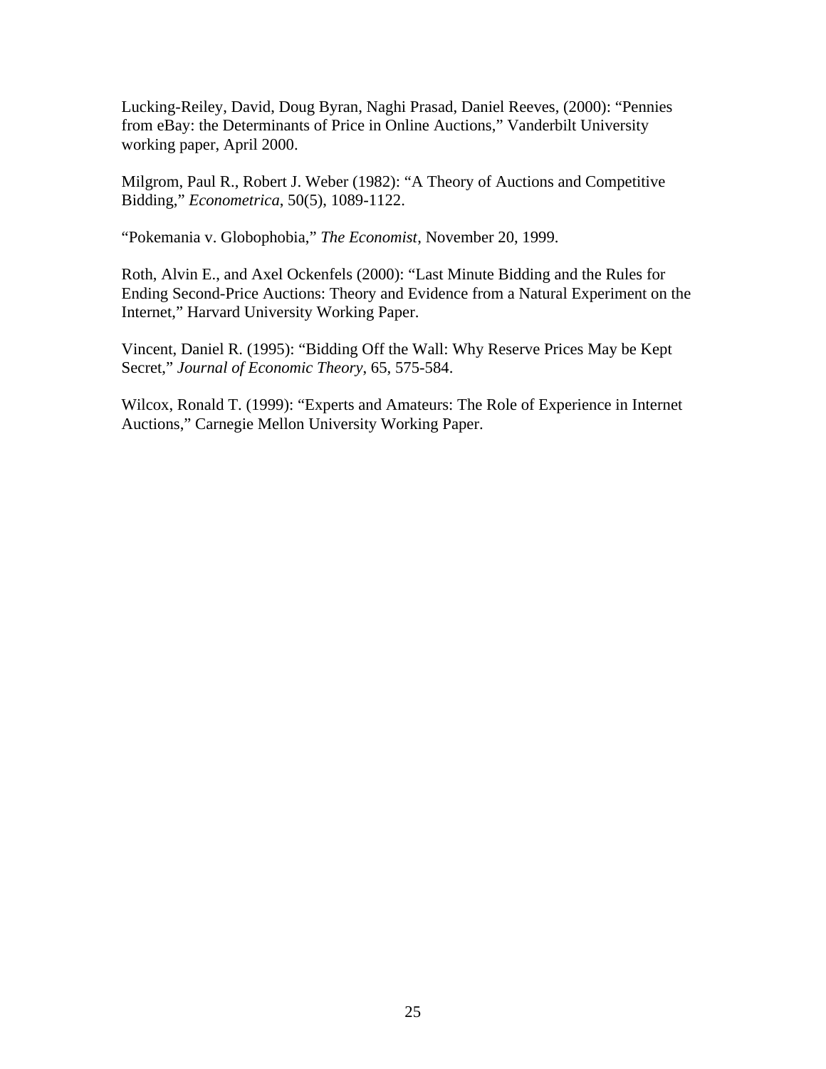Lucking-Reiley, David, Doug Byran, Naghi Prasad, Daniel Reeves, (2000): "Pennies from eBay: the Determinants of Price in Online Auctions," Vanderbilt University working paper, April 2000.

Milgrom, Paul R., Robert J. Weber (1982): "A Theory of Auctions and Competitive Bidding," *Econometrica*, 50(5), 1089-1122.

"Pokemania v. Globophobia," *The Economist*, November 20, 1999.

Roth, Alvin E., and Axel Ockenfels (2000): "Last Minute Bidding and the Rules for Ending Second-Price Auctions: Theory and Evidence from a Natural Experiment on the Internet," Harvard University Working Paper.

Vincent, Daniel R. (1995): "Bidding Off the Wall: Why Reserve Prices May be Kept Secret," *Journal of Economic Theory*, 65, 575-584.

Wilcox, Ronald T. (1999): "Experts and Amateurs: The Role of Experience in Internet Auctions," Carnegie Mellon University Working Paper.